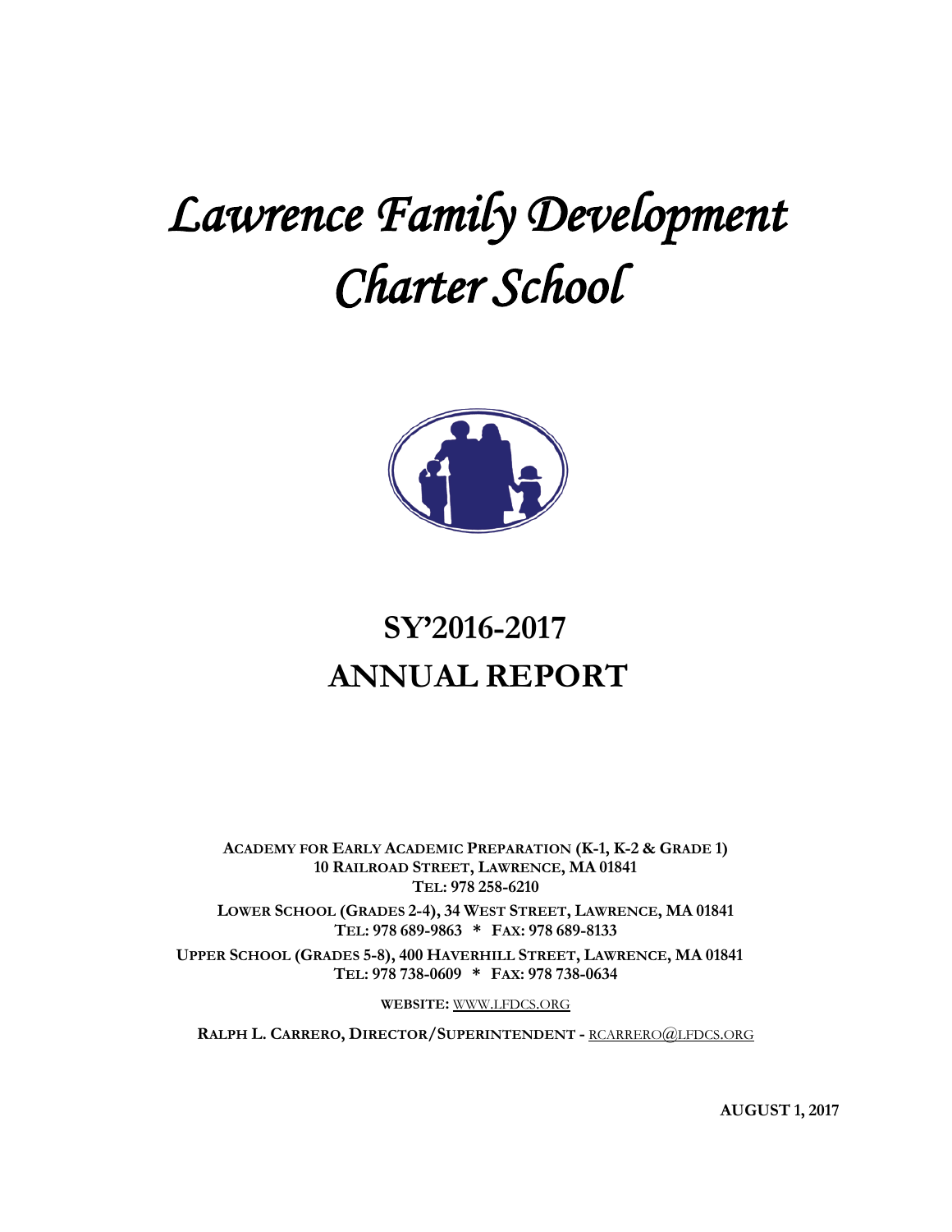# *Lawrence Family Development Charter School*

# SY'2016-2017
# ANNUAL REPORT

**ACADEMY FOR EARLY ACADEMIC PREPARATION (K-1, K-2 & GRADE 1)**
**10 RAILROAD STREET, LAWRENCE, MA 01841**
**TEL: 978 258-6210**

**LOWER SCHOOL (GRADES 2-4), 34 WEST STREET, LAWRENCE, MA 01841**
**TEL: 978 689-9863 * FAX: 978 689-8133**

**UPPER SCHOOL (GRADES 5-8), 400 HAVERHILL STREET, LAWRENCE, MA 01841**
**TEL: 978 738-0609 * FAX: 978 738-0634**

**WEBSITE:** WWW.LFDCS.ORG

**RALPH L. CARRERO, DIRECTOR/SUPERINTENDENT -** RCARRERO@LFDCS.ORG

**AUGUST 1, 2017**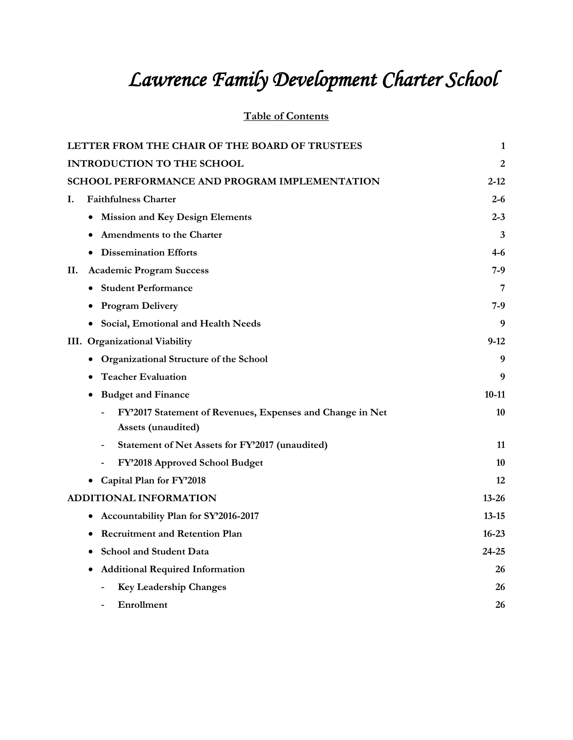# *Lawrence Family Development Charter School*

## Table of Contents

| | |
|---|---|
| **LETTER FROM THE CHAIR OF THE BOARD OF TRUSTEES** | **1** |
| **INTRODUCTION TO THE SCHOOL** | **2** |
| **SCHOOL PERFORMANCE AND PROGRAM IMPLEMENTATION** | **2-12** |
| **I. Faithfulness Charter** | **2-6** |
| • **Mission and Key Design Elements** | **2-3** |
| • **Amendments to the Charter** | **3** |
| • **Dissemination Efforts** | **4-6** |
| **II. Academic Program Success** | **7-9** |
| • **Student Performance** | **7** |
| • **Program Delivery** | **7-9** |
| • **Social, Emotional and Health Needs** | **9** |
| **III. Organizational Viability** | **9-12** |
| • **Organizational Structure of the School** | **9** |
| • **Teacher Evaluation** | **9** |
| • **Budget and Finance** | **10-11** |
| - **FY'2017 Statement of Revenues, Expenses and Change in Net Assets (unaudited)** | **10** |
| - **Statement of Net Assets for FY'2017 (unaudited)** | **11** |
| - **FY'2018 Approved School Budget** | **10** |
| • **Capital Plan for FY'2018** | **12** |
| **ADDITIONAL INFORMATION** | **13-26** |
| • **Accountability Plan for SY'2016-2017** | **13-15** |
| • **Recruitment and Retention Plan** | **16-23** |
| • **School and Student Data** | **24-25** |
| • **Additional Required Information** | **26** |
| - **Key Leadership Changes** | **26** |
| - **Enrollment** | **26** |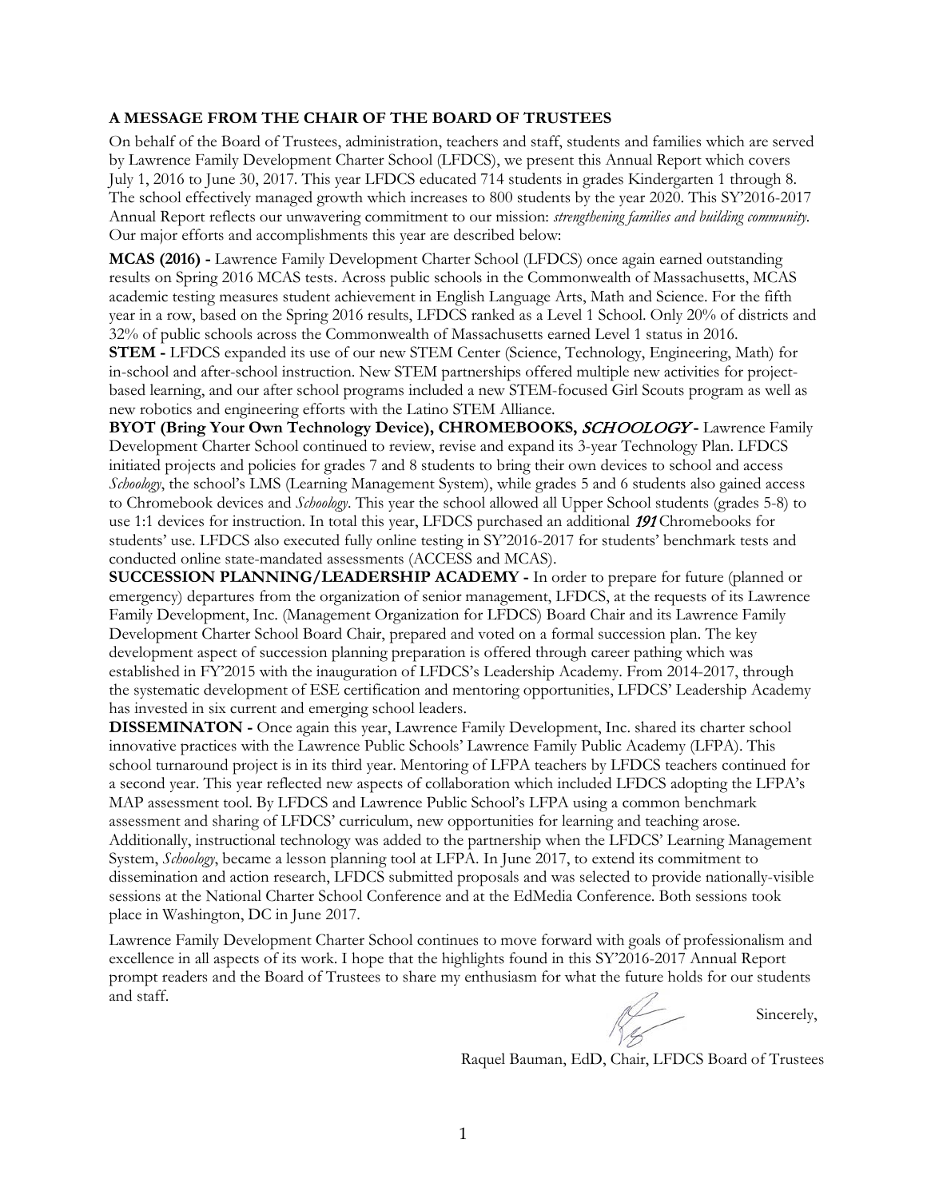**A MESSAGE FROM THE CHAIR OF THE BOARD OF TRUSTEES**

On behalf of the Board of Trustees, administration, teachers and staff, students and families which are served by Lawrence Family Development Charter School (LFDCS), we present this Annual Report which covers July 1, 2016 to June 30, 2017. This year LFDCS educated 714 students in grades Kindergarten 1 through 8. The school effectively managed growth which increases to 800 students by the year 2020. This SY'2016-2017 Annual Report reflects our unwavering commitment to our mission: *strengthening families and building community*. Our major efforts and accomplishments this year are described below:

**MCAS (2016) -** Lawrence Family Development Charter School (LFDCS) once again earned outstanding results on Spring 2016 MCAS tests. Across public schools in the Commonwealth of Massachusetts, MCAS academic testing measures student achievement in English Language Arts, Math and Science. For the fifth year in a row, based on the Spring 2016 results, LFDCS ranked as a Level 1 School. Only 20% of districts and 32% of public schools across the Commonwealth of Massachusetts earned Level 1 status in 2016.

**STEM -** LFDCS expanded its use of our new STEM Center (Science, Technology, Engineering, Math) for in-school and after-school instruction. New STEM partnerships offered multiple new activities for project-based learning, and our after school programs included a new STEM-focused Girl Scouts program as well as new robotics and engineering efforts with the Latino STEM Alliance.

**BYOT (Bring Your Own Technology Device), CHROMEBOOKS, *SCHOOLOGY* -** Lawrence Family Development Charter School continued to review, revise and expand its 3-year Technology Plan. LFDCS initiated projects and policies for grades 7 and 8 students to bring their own devices to school and access *Schoology*, the school's LMS (Learning Management System), while grades 5 and 6 students also gained access to Chromebook devices and *Schoology*. This year the school allowed all Upper School students (grades 5-8) to use 1:1 devices for instruction. In total this year, LFDCS purchased an additional ***191*** Chromebooks for students' use. LFDCS also executed fully online testing in SY'2016-2017 for students' benchmark tests and conducted online state-mandated assessments (ACCESS and MCAS).

**SUCCESSION PLANNING/LEADERSHIP ACADEMY -** In order to prepare for future (planned or emergency) departures from the organization of senior management, LFDCS, at the requests of its Lawrence Family Development, Inc. (Management Organization for LFDCS) Board Chair and its Lawrence Family Development Charter School Board Chair, prepared and voted on a formal succession plan. The key development aspect of succession planning preparation is offered through career pathing which was established in FY'2015 with the inauguration of LFDCS's Leadership Academy. From 2014-2017, through the systematic development of ESE certification and mentoring opportunities, LFDCS' Leadership Academy has invested in six current and emerging school leaders.

**DISSEMINATON -** Once again this year, Lawrence Family Development, Inc. shared its charter school innovative practices with the Lawrence Public Schools' Lawrence Family Public Academy (LFPA). This school turnaround project is in its third year. Mentoring of LFPA teachers by LFDCS teachers continued for a second year. This year reflected new aspects of collaboration which included LFDCS adopting the LFPA's MAP assessment tool. By LFDCS and Lawrence Public School's LFPA using a common benchmark assessment and sharing of LFDCS' curriculum, new opportunities for learning and teaching arose. Additionally, instructional technology was added to the partnership when the LFDCS' Learning Management System, *Schoology*, became a lesson planning tool at LFPA. In June 2017, to extend its commitment to dissemination and action research, LFDCS submitted proposals and was selected to provide nationally-visible sessions at the National Charter School Conference and at the EdMedia Conference. Both sessions took place in Washington, DC in June 2017.

Lawrence Family Development Charter School continues to move forward with goals of professionalism and excellence in all aspects of its work. I hope that the highlights found in this SY'2016-2017 Annual Report prompt readers and the Board of Trustees to share my enthusiasm for what the future holds for our students and staff.

Sincerely,

Raquel Bauman, EdD, Chair, LFDCS Board of Trustees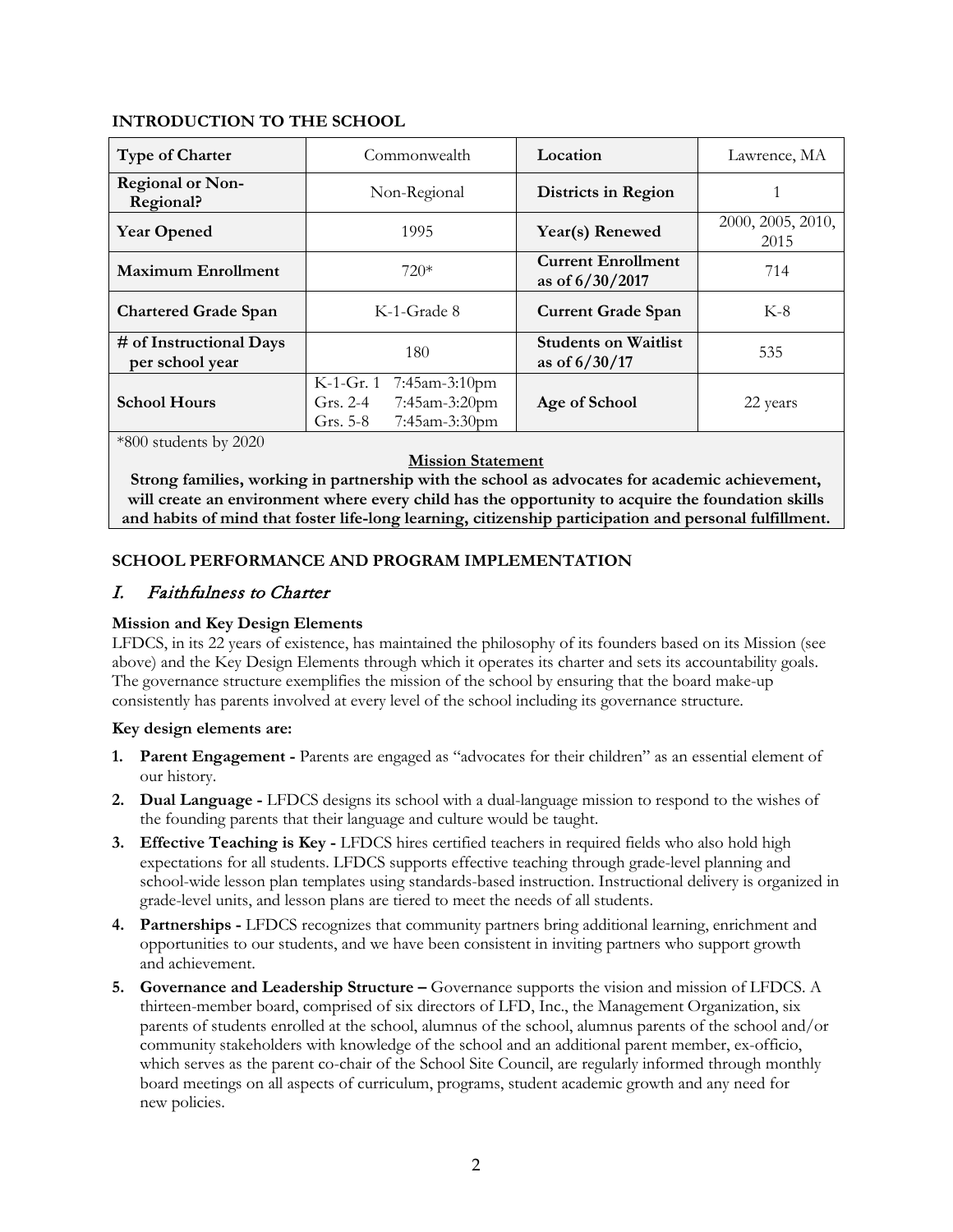## INTRODUCTION TO THE SCHOOL

| **Type of Charter** | Commonwealth | **Location** | Lawrence, MA |
|---|---|---|---|
| **Regional or Non-Regional?** | Non-Regional | **Districts in Region** | 1 |
| **Year Opened** | 1995 | **Year(s) Renewed** | 2000, 2005, 2010, 2015 |
| **Maximum Enrollment** | 720* | **Current Enrollment as of 6/30/2017** | 714 |
| **Chartered Grade Span** | K-1-Grade 8 | **Current Grade Span** | K-8 |
| **# of Instructional Days per school year** | 180 | **Students on Waitlist as of 6/30/17** | 535 |
| **School Hours** | K-1-Gr. 1 7:45am-3:10pm<br>Grs. 2-4 7:45am-3:20pm<br>Grs. 5-8 7:45am-3:30pm | **Age of School** | 22 years |

*800 students by 2020

**Mission Statement**

**Strong families, working in partnership with the school as advocates for academic achievement, will create an environment where every child has the opportunity to acquire the foundation skills and habits of mind that foster life-long learning, citizenship participation and personal fulfillment.**

## SCHOOL PERFORMANCE AND PROGRAM IMPLEMENTATION

### *I. Faithfulness to Charter*

**Mission and Key Design Elements**

LFDCS, in its 22 years of existence, has maintained the philosophy of its founders based on its Mission (see above) and the Key Design Elements through which it operates its charter and sets its accountability goals. The governance structure exemplifies the mission of the school by ensuring that the board make-up consistently has parents involved at every level of the school including its governance structure.

**Key design elements are:**

1. **Parent Engagement -** Parents are engaged as "advocates for their children" as an essential element of our history.
2. **Dual Language -** LFDCS designs its school with a dual-language mission to respond to the wishes of the founding parents that their language and culture would be taught.
3. **Effective Teaching is Key -** LFDCS hires certified teachers in required fields who also hold high expectations for all students. LFDCS supports effective teaching through grade-level planning and school-wide lesson plan templates using standards-based instruction. Instructional delivery is organized in grade-level units, and lesson plans are tiered to meet the needs of all students.
4. **Partnerships -** LFDCS recognizes that community partners bring additional learning, enrichment and opportunities to our students, and we have been consistent in inviting partners who support growth and achievement.
5. **Governance and Leadership Structure –** Governance supports the vision and mission of LFDCS. A thirteen-member board, comprised of six directors of LFD, Inc., the Management Organization, six parents of students enrolled at the school, alumnus of the school, alumnus parents of the school and/or community stakeholders with knowledge of the school and an additional parent member, ex-officio, which serves as the parent co-chair of the School Site Council, are regularly informed through monthly board meetings on all aspects of curriculum, programs, student academic growth and any need for new policies.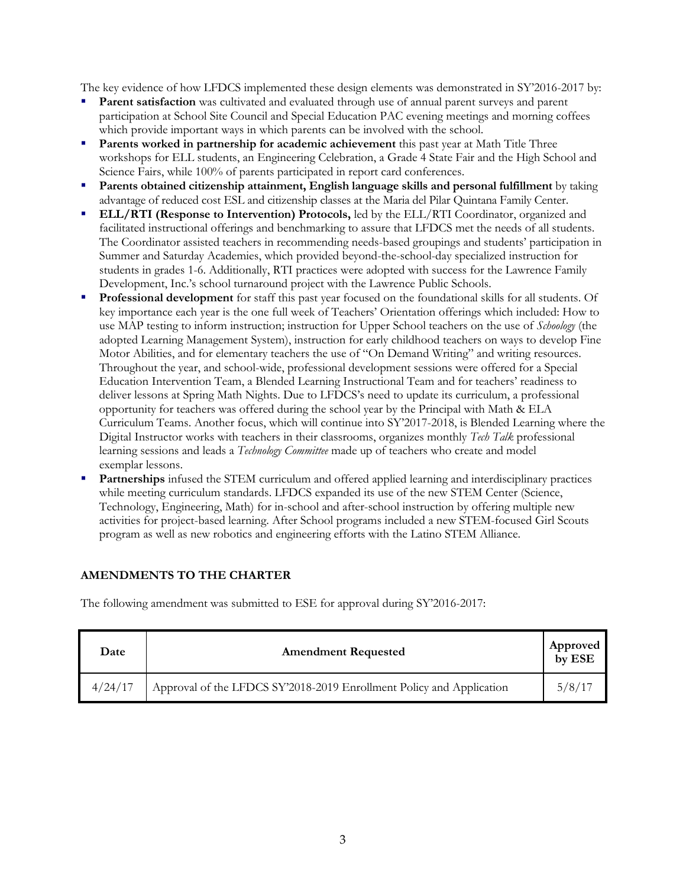The key evidence of how LFDCS implemented these design elements was demonstrated in SY'2016-2017 by:

- **Parent satisfaction** was cultivated and evaluated through use of annual parent surveys and parent participation at School Site Council and Special Education PAC evening meetings and morning coffees which provide important ways in which parents can be involved with the school.
- **Parents worked in partnership for academic achievement** this past year at Math Title Three workshops for ELL students, an Engineering Celebration, a Grade 4 State Fair and the High School and Science Fairs, while 100% of parents participated in report card conferences.
- **Parents obtained citizenship attainment, English language skills and personal fulfillment** by taking advantage of reduced cost ESL and citizenship classes at the Maria del Pilar Quintana Family Center.
- **ELL/RTI (Response to Intervention) Protocols,** led by the ELL/RTI Coordinator, organized and facilitated instructional offerings and benchmarking to assure that LFDCS met the needs of all students. The Coordinator assisted teachers in recommending needs-based groupings and students' participation in Summer and Saturday Academies, which provided beyond-the-school-day specialized instruction for students in grades 1-6. Additionally, RTI practices were adopted with success for the Lawrence Family Development, Inc.'s school turnaround project with the Lawrence Public Schools.
- **Professional development** for staff this past year focused on the foundational skills for all students. Of key importance each year is the one full week of Teachers' Orientation offerings which included: How to use MAP testing to inform instruction; instruction for Upper School teachers on the use of *Schoology* (the adopted Learning Management System), instruction for early childhood teachers on ways to develop Fine Motor Abilities, and for elementary teachers the use of "On Demand Writing" and writing resources. Throughout the year, and school-wide, professional development sessions were offered for a Special Education Intervention Team, a Blended Learning Instructional Team and for teachers' readiness to deliver lessons at Spring Math Nights. Due to LFDCS's need to update its curriculum, a professional opportunity for teachers was offered during the school year by the Principal with Math & ELA Curriculum Teams. Another focus, which will continue into SY'2017-2018, is Blended Learning where the Digital Instructor works with teachers in their classrooms, organizes monthly *Tech Talk* professional learning sessions and leads a *Technology Committee* made up of teachers who create and model exemplar lessons.
- **Partnerships** infused the STEM curriculum and offered applied learning and interdisciplinary practices while meeting curriculum standards. LFDCS expanded its use of the new STEM Center (Science, Technology, Engineering, Math) for in-school and after-school instruction by offering multiple new activities for project-based learning. After School programs included a new STEM-focused Girl Scouts program as well as new robotics and engineering efforts with the Latino STEM Alliance.

## AMENDMENTS TO THE CHARTER

The following amendment was submitted to ESE for approval during SY'2016-2017:

| Date | Amendment Requested | Approved by ESE |
|---|---|---|
| 4/24/17 | Approval of the LFDCS SY'2018-2019 Enrollment Policy and Application | 5/8/17 |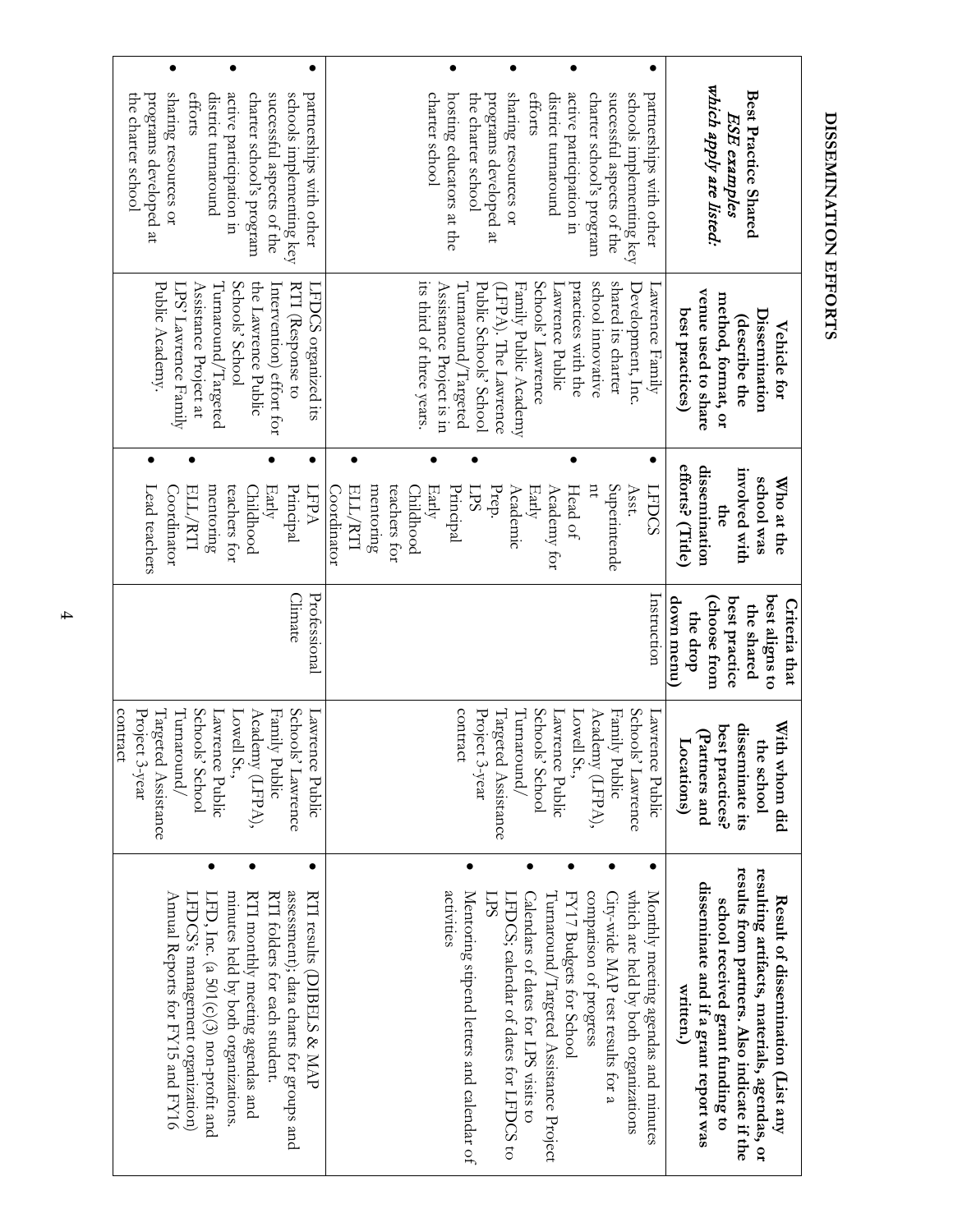# DISSEMINATION EFFORTS

| Best Practice Shared *ESE examples which apply are listed:* | Vehicle for Dissemination (describe the method, format, or venue used to share best practices) | Who at the school was involved with the dissemination efforts? (Title) | Criteria that best aligns to the shared best practice (choose from the drop down menu) | With whom did the school disseminate its best practices? (Partners and Locations) | Result of dissemination (List any resulting artifacts, materials, agendas, or results from partners. Also indicate if the school received grant funding to disseminate and if a grant report was written.) |
|---|---|---|---|---|---|
| • partnerships with other schools implementing key successful aspects of the charter school's program<br>• active participation in district turnaround efforts<br>• sharing resources or programs developed at the charter school<br>• hosting educators at the charter school | Lawrence Family Development, Inc. shared its charter school innovative practices with the Lawrence Public Schools' Lawrence Family Public Academy (LFPA). The Lawrence Public Schools' School Turnaround/Targeted Assistance Project is in its third of three years. | • LFDCS Asst. Superintendent<br>• Head of Early Academy for Academic Prep.<br>• LPS Principal<br>• Early Childhood teachers for mentoring<br>• ELL/RTI Coordinator | Instruction | Lawrence Public Schools' Lawrence Family Public Academy (LFPA), Lowell St., Lawrence Public Schools' School Turnaround/ Targeted Assistance Project 3-year contract | • Monthly meeting agendas and minutes which are held by both organizations<br>• City-wide MAP test results for a comparison of progress<br>• FY17 Budgets for School Turnaround/Targeted Assistance Project<br>• Calendars of dates for LPS visits to LFDCS; calendar of dates for LFDCS to LPS<br>• Mentoring stipend letters and calendar of activities |
| • partnerships with other schools implementing key successful aspects of the charter school's program<br>• active participation in district turnaround efforts<br>• sharing resources or programs developed at the charter school | LFDCS organized its RTI (Response to Intervention) effort for the Lawrence Public Schools' School Turnaround/Targeted Assistance Project at LPS' Lawrence Family Public Academy. | • LFPA Principal<br>• Early Childhood teachers for mentoring<br>• ELL/RTI Coordinator<br>• Lead teachers | Professional Climate | Lawrence Public Schools' Lawrence Family Public Academy (LFPA), Lowell St., Lawrence Public Schools' School Turnaround/ Targeted Assistance Project 3-year contract | • RTI results (DIBELS & MAP assessment); data charts for groups and RTI folders for each student.<br>• RTI monthly meeting agendas and minutes held by both organizations.<br>• LFD, Inc. (a 501(c)(3) non-profit and LFDCS's management organization) Annual Reports for FY15 and FY16 |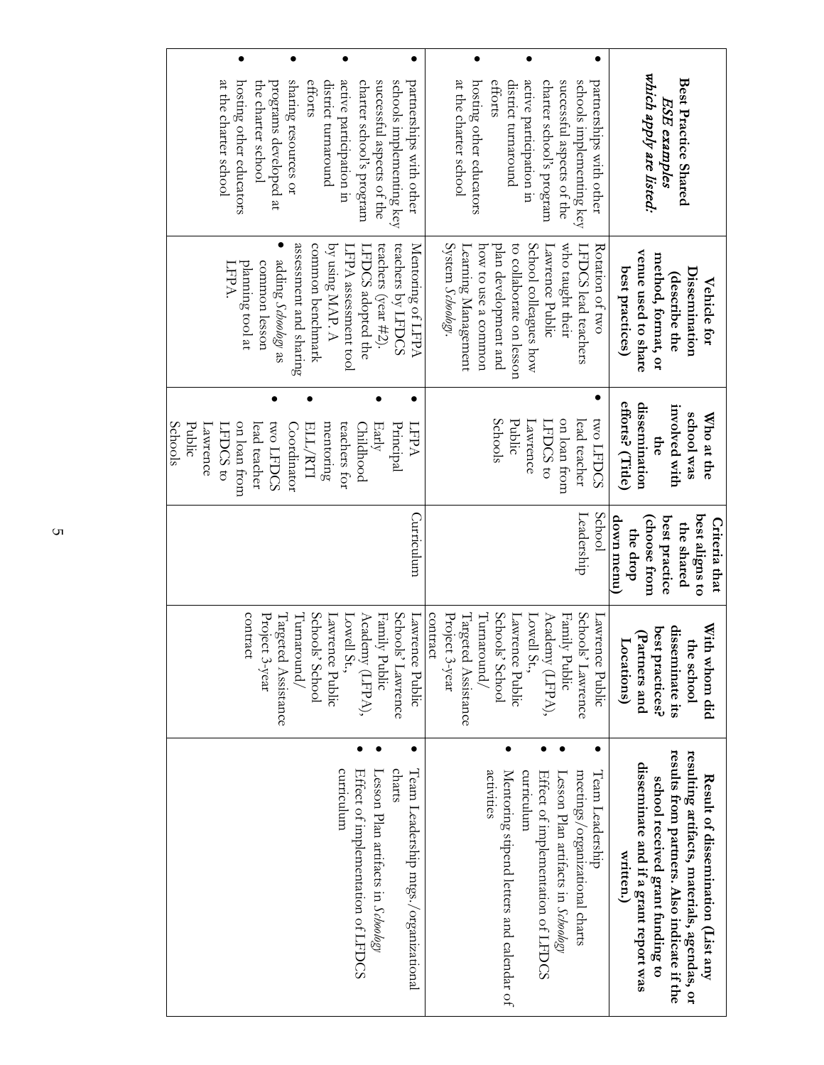| Best Practice Shared *ESE examples which apply are listed:* | Vehicle for Dissemination (describe the method, format, or venue used to share best practices) | Who at the school was involved with the dissemination efforts? (Title) | Criteria that best aligns to the shared best practice (choose from the drop down menu) | With whom did the school disseminate its best practices? (Partners and Locations) | Result of dissemination (List any resulting artifacts, materials, agendas, or results from partners. Also indicate if the school received grant funding to disseminate and if a grant report was written.) |
|---|---|---|---|---|---|
| • partnerships with other schools implementing key successful aspects of the charter school's program<br>• active participation in district turnaround efforts<br>• hosting other educators at the charter school | Rotation of two LFDCS lead teachers who taught their Lawrence Public School colleagues how to collaborate on lesson plan development and how to use a common Learning Management System *Schoology*. | • two LFDCS lead teacher on loan from LFDCS to Lawrence Public Schools | School Leadership | Lawrence Public Schools' Lawrence Family Public Academy (LFPA), Lowell St., Lawrence Public Schools' School Turnaround/ Targeted Assistance Project 3-year contract | • Team Leadership meetings/organizational charts<br>• Lesson Plan artifacts in *Schoology*<br>• Effect of implementation of LFDCS curriculum<br>• Mentoring stipend letters and calendar of activities |
| • partnerships with other schools implementing key successful aspects of the charter school's program<br>• active participation in district turnaround efforts<br>• sharing resources or programs developed at the charter school<br>• hosting other educators at the charter school | Mentoring of LFPA teachers by LFDCS teachers (year #2). LFDCS adopted the LFPA assessment tool by using MAP. A common benchmark assessment and sharing<br>• adding *Schoology* as common lesson planning tool at LFPA. | • LFPA Principal<br>• Early Childhood teachers for mentoring<br>• ELL/RTI Coordinator<br>• two LFDCS lead teacher on loan from LFDCS to Lawrence Public Schools | Curriculum | Lawrence Public Schools' Lawrence Family Public Academy (LFPA), Lowell St., Lawrence Public Schools' School Turnaround/ Targeted Assistance Project 3-year contract | • Team Leadership mtgs./organizational charts<br>• Lesson Plan artifacts in *Schoology*<br>• Effect of implementation of LFDCS curriculum |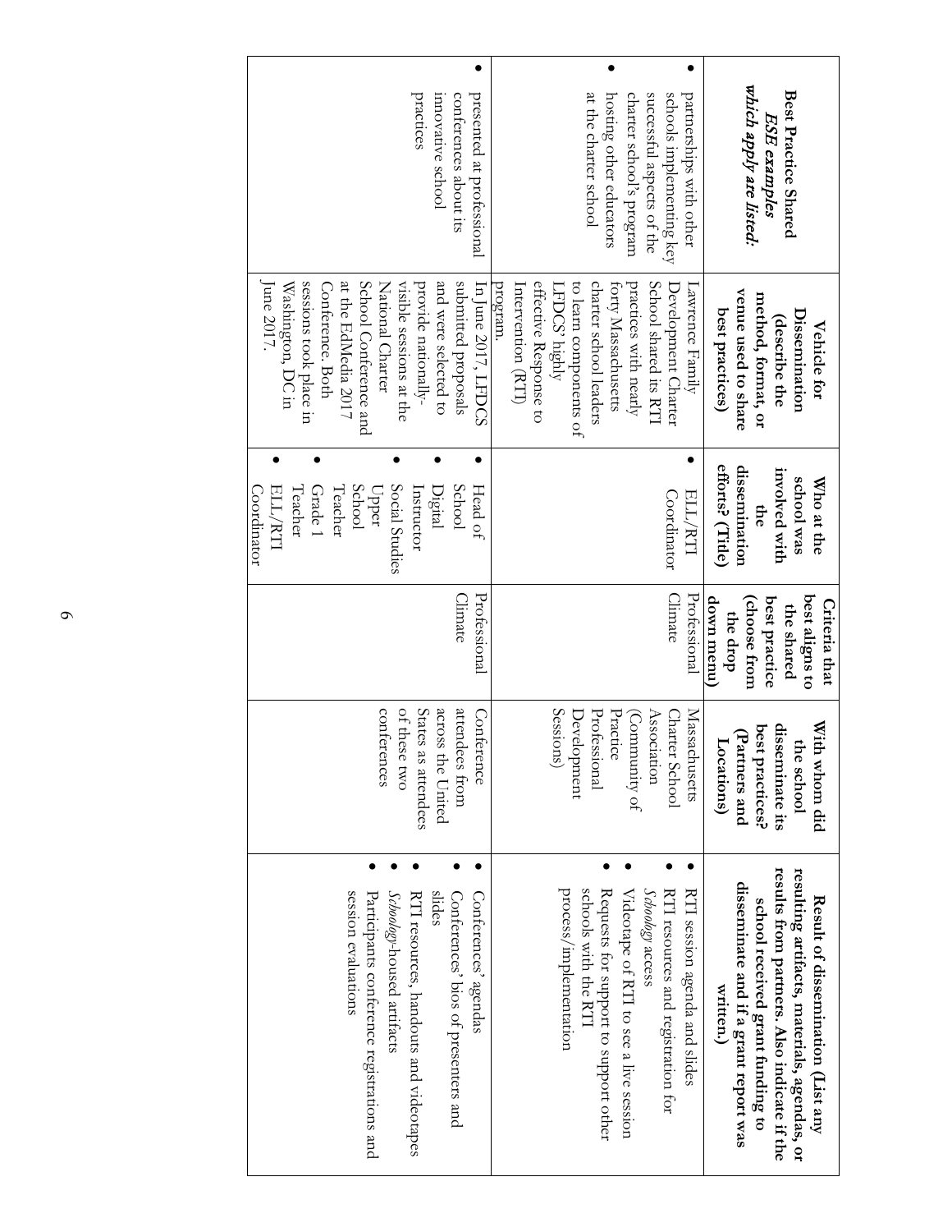| Best Practice Shared *ESE examples which apply are listed.* | Vehicle for Dissemination (describe the method, format, or venue used to share best practices) | Who at the school was involved with the dissemination efforts? (Title) | Criteria that best aligns to the shared best practice (choose from the drop down menu) | With whom did the school disseminate its best practices? (Partners and Locations) | Result of dissemination (List any resulting artifacts, materials, agendas, or results from partners. Also indicate if the school received grant funding to disseminate and if a grant report was written.) |
|---|---|---|---|---|---|
| • partnerships with other schools implementing key successful aspects of the charter school's program<br>• hosting other educators at the charter school | Lawrence Family Development Charter School shared its RTI practices with nearly forty Massachusetts charter school leaders to learn components of LFDCS' highly effective Response to Intervention (RTI) program. | • ELL/RTI Coordinator | Professional Climate | Massachusetts Charter School Association (Community of Practice Professional Development Sessions) | • RTI session agenda and slides<br>• RTI resources and registration for *Schoology* access<br>• Videotape of RTI to see a live session<br>• Requests for support to support other schools with the RTI process/implementation |
| • presented at professional conferences about its innovative school practices | In June 2017, LFDCS submitted proposals and were selected to provide nationally-visible sessions at the National Charter School Conference and at the EdMedia 2017 Conference. Both sessions took place in Washington, DC in June 2017. | • Head of School<br>• Digital Instructor<br>• Social Studies Upper School Teacher<br>• Grade 1 Teacher<br>• ELL/RTI Coordinator | Professional Climate | Conference attendees from across the United States as attendees of these two conferences | • Conferences' agendas<br>• Conferences' bios of presenters and slides<br>• RTI resources, handouts and videotapes<br>• *Schoology*-housed artifacts<br>• Participants conference registrations and session evaluations |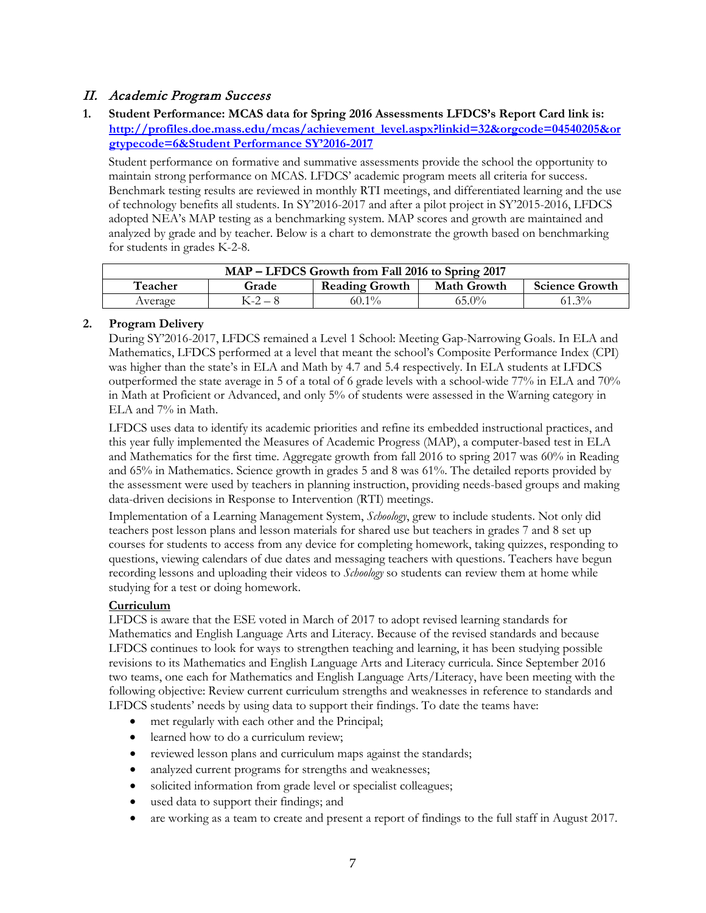## II. *Academic Program Success*

**1. Student Performance: MCAS data for Spring 2016 Assessments LFDCS's Report Card link is: [http://profiles.doe.mass.edu/mcas/achievement_level.aspx?linkid=32&orgcode=04540205&orgtypecode=6&Student Performance SY'2016-2017](http://profiles.doe.mass.edu/mcas/achievement_level.aspx?linkid=32&orgcode=04540205&orgtypecode=6&)**

Student performance on formative and summative assessments provide the school the opportunity to maintain strong performance on MCAS. LFDCS' academic program meets all criteria for success. Benchmark testing results are reviewed in monthly RTI meetings, and differentiated learning and the use of technology benefits all students. In SY'2016-2017 and after a pilot project in SY'2015-2016, LFDCS adopted NEA's MAP testing as a benchmarking system. MAP scores and growth are maintained and analyzed by grade and by teacher. Below is a chart to demonstrate the growth based on benchmarking for students in grades K-2-8.

| **MAP – LFDCS Growth from Fall 2016 to Spring 2017** | | | | |
|---|---|---|---|---|
| **Teacher** | **Grade** | **Reading Growth** | **Math Growth** | **Science Growth** |
| Average | K-2 – 8 | 60.1% | 65.0% | 61.3% |

**2. Program Delivery**

During SY'2016-2017, LFDCS remained a Level 1 School: Meeting Gap-Narrowing Goals. In ELA and Mathematics, LFDCS performed at a level that meant the school's Composite Performance Index (CPI) was higher than the state's in ELA and Math by 4.7 and 5.4 respectively. In ELA students at LFDCS outperformed the state average in 5 of a total of 6 grade levels with a school-wide 77% in ELA and 70% in Math at Proficient or Advanced, and only 5% of students were assessed in the Warning category in ELA and 7% in Math.

LFDCS uses data to identify its academic priorities and refine its embedded instructional practices, and this year fully implemented the Measures of Academic Progress (MAP), a computer-based test in ELA and Mathematics for the first time. Aggregate growth from fall 2016 to spring 2017 was 60% in Reading and 65% in Mathematics. Science growth in grades 5 and 8 was 61%. The detailed reports provided by the assessment were used by teachers in planning instruction, providing needs-based groups and making data-driven decisions in Response to Intervention (RTI) meetings.

Implementation of a Learning Management System, *Schoology*, grew to include students. Not only did teachers post lesson plans and lesson materials for shared use but teachers in grades 7 and 8 set up courses for students to access from any device for completing homework, taking quizzes, responding to questions, viewing calendars of due dates and messaging teachers with questions. Teachers have begun recording lessons and uploading their videos to *Schoology* so students can review them at home while studying for a test or doing homework.

**<u>Curriculum</u>**

LFDCS is aware that the ESE voted in March of 2017 to adopt revised learning standards for Mathematics and English Language Arts and Literacy. Because of the revised standards and because LFDCS continues to look for ways to strengthen teaching and learning, it has been studying possible revisions to its Mathematics and English Language Arts and Literacy curricula. Since September 2016 two teams, one each for Mathematics and English Language Arts/Literacy, have been meeting with the following objective: Review current curriculum strengths and weaknesses in reference to standards and LFDCS students' needs by using data to support their findings. To date the teams have:

- met regularly with each other and the Principal;
- learned how to do a curriculum review;
- reviewed lesson plans and curriculum maps against the standards;
- analyzed current programs for strengths and weaknesses;
- solicited information from grade level or specialist colleagues;
- used data to support their findings; and
- are working as a team to create and present a report of findings to the full staff in August 2017.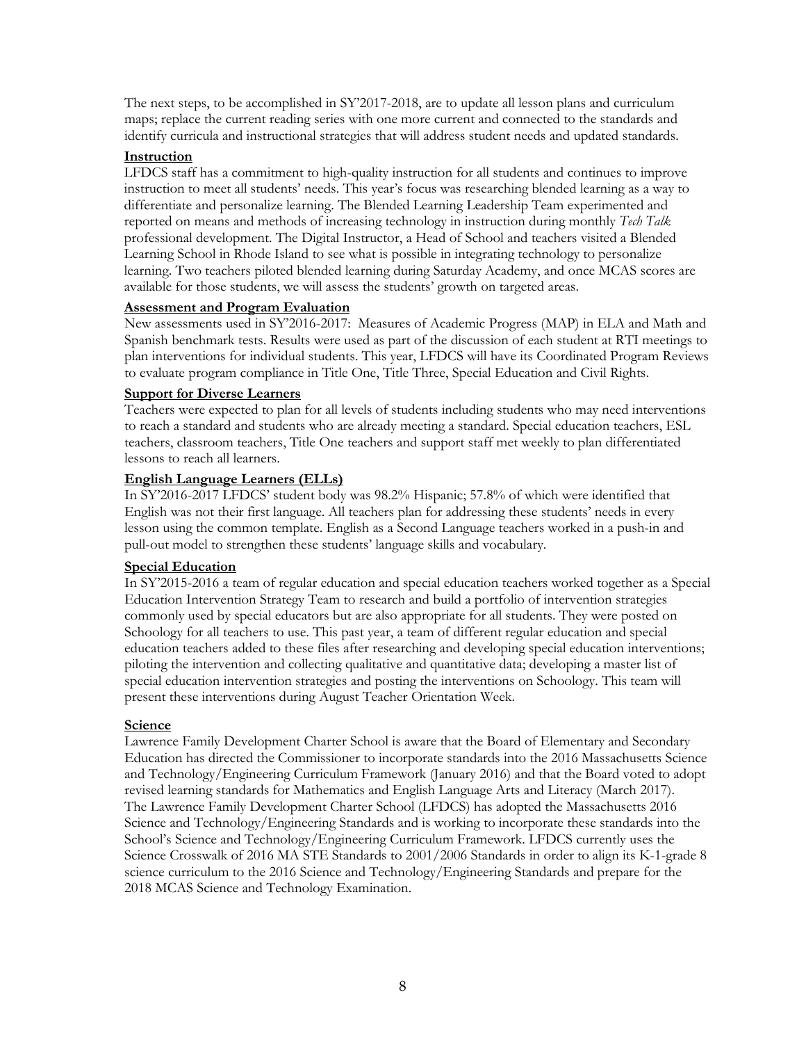The next steps, to be accomplished in SY'2017-2018, are to update all lesson plans and curriculum maps; replace the current reading series with one more current and connected to the standards and identify curricula and instructional strategies that will address student needs and updated standards.

### Instruction

LFDCS staff has a commitment to high-quality instruction for all students and continues to improve instruction to meet all students' needs. This year's focus was researching blended learning as a way to differentiate and personalize learning. The Blended Learning Leadership Team experimented and reported on means and methods of increasing technology in instruction during monthly *Tech Talk* professional development. The Digital Instructor, a Head of School and teachers visited a Blended Learning School in Rhode Island to see what is possible in integrating technology to personalize learning. Two teachers piloted blended learning during Saturday Academy, and once MCAS scores are available for those students, we will assess the students' growth on targeted areas.

### Assessment and Program Evaluation

New assessments used in SY'2016-2017: Measures of Academic Progress (MAP) in ELA and Math and Spanish benchmark tests. Results were used as part of the discussion of each student at RTI meetings to plan interventions for individual students. This year, LFDCS will have its Coordinated Program Reviews to evaluate program compliance in Title One, Title Three, Special Education and Civil Rights.

### Support for Diverse Learners

Teachers were expected to plan for all levels of students including students who may need interventions to reach a standard and students who are already meeting a standard. Special education teachers, ESL teachers, classroom teachers, Title One teachers and support staff met weekly to plan differentiated lessons to reach all learners.

### English Language Learners (ELLs)

In SY'2016-2017 LFDCS' student body was 98.2% Hispanic; 57.8% of which were identified that English was not their first language. All teachers plan for addressing these students' needs in every lesson using the common template. English as a Second Language teachers worked in a push-in and pull-out model to strengthen these students' language skills and vocabulary.

### Special Education

In SY'2015-2016 a team of regular education and special education teachers worked together as a Special Education Intervention Strategy Team to research and build a portfolio of intervention strategies commonly used by special educators but are also appropriate for all students. They were posted on Schoology for all teachers to use. This past year, a team of different regular education and special education teachers added to these files after researching and developing special education interventions; piloting the intervention and collecting qualitative and quantitative data; developing a master list of special education intervention strategies and posting the interventions on Schoology. This team will present these interventions during August Teacher Orientation Week.

### Science

Lawrence Family Development Charter School is aware that the Board of Elementary and Secondary Education has directed the Commissioner to incorporate standards into the 2016 Massachusetts Science and Technology/Engineering Curriculum Framework (January 2016) and that the Board voted to adopt revised learning standards for Mathematics and English Language Arts and Literacy (March 2017). The Lawrence Family Development Charter School (LFDCS) has adopted the Massachusetts 2016 Science and Technology/Engineering Standards and is working to incorporate these standards into the School's Science and Technology/Engineering Curriculum Framework. LFDCS currently uses the Science Crosswalk of 2016 MA STE Standards to 2001/2006 Standards in order to align its K-1-grade 8 science curriculum to the 2016 Science and Technology/Engineering Standards and prepare for the 2018 MCAS Science and Technology Examination.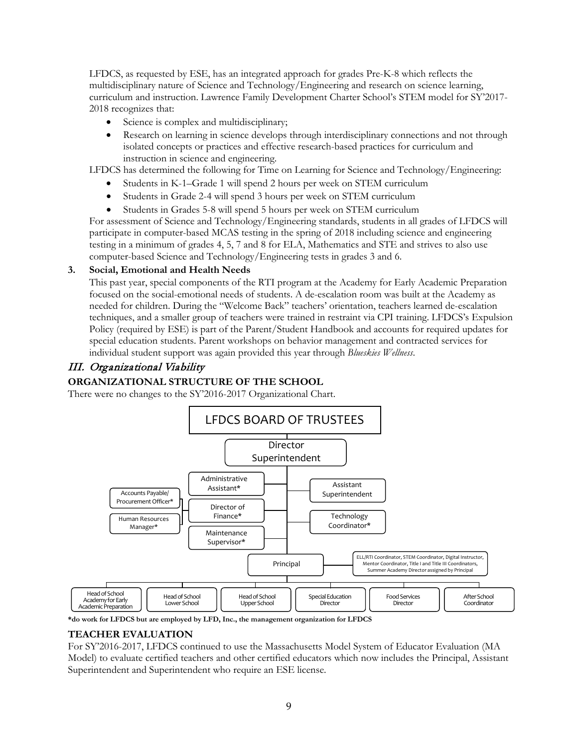LFDCS, as requested by ESE, has an integrated approach for grades Pre-K-8 which reflects the multidisciplinary nature of Science and Technology/Engineering and research on science learning, curriculum and instruction. Lawrence Family Development Charter School's STEM model for SY'2017-2018 recognizes that:

- Science is complex and multidisciplinary;
- Research on learning in science develops through interdisciplinary connections and not through isolated concepts or practices and effective research-based practices for curriculum and instruction in science and engineering.

LFDCS has determined the following for Time on Learning for Science and Technology/Engineering:

- Students in K-1–Grade 1 will spend 2 hours per week on STEM curriculum
- Students in Grade 2-4 will spend 3 hours per week on STEM curriculum
- Students in Grades 5-8 will spend 5 hours per week on STEM curriculum

For assessment of Science and Technology/Engineering standards, students in all grades of LFDCS will participate in computer-based MCAS testing in the spring of 2018 including science and engineering testing in a minimum of grades 4, 5, 7 and 8 for ELA, Mathematics and STE and strives to also use computer-based Science and Technology/Engineering tests in grades 3 and 6.

**3. Social, Emotional and Health Needs**

This past year, special components of the RTI program at the Academy for Early Academic Preparation focused on the social-emotional needs of students. A de-escalation room was built at the Academy as needed for children. During the "Welcome Back" teachers' orientation, teachers learned de-escalation techniques, and a smaller group of teachers were trained in restraint via CPI training. LFDCS's Expulsion Policy (required by ESE) is part of the Parent/Student Handbook and accounts for required updates for special education students. Parent workshops on behavior management and contracted services for individual student support was again provided this year through *Blueskies Wellness*.

## III. Organizational Viability

### ORGANIZATIONAL STRUCTURE OF THE SCHOOL

There were no changes to the SY'2016-2017 Organizational Chart.

- LFDCS BOARD OF TRUSTEES
  - Director Superintendent
    - Administrative Assistant*
    - Director of Finance*
      - Accounts Payable/ Procurement Officer*
      - Human Resources Manager*
    - Maintenance Supervisor*
    - Assistant Superintendent
    - Technology Coordinator*
    - Principal
      - ELL/RTI Coordinator, STEM Coordinator, Digital Instructor, Mentor Coordinator, Title I and Title III Coordinators, Summer Academy Director assigned by Principal
      - Head of School Academy for Early Academic Preparation
      - Head of School Lower School
      - Head of School Upper School
      - Special Education Director
      - Food Services Director
      - After School Coordinator

**\*do work for LFDCS but are employed by LFD, Inc., the management organization for LFDCS**

### TEACHER EVALUATION

For SY'2016-2017, LFDCS continued to use the Massachusetts Model System of Educator Evaluation (MA Model) to evaluate certified teachers and other certified educators which now includes the Principal, Assistant Superintendent and Superintendent who require an ESE license.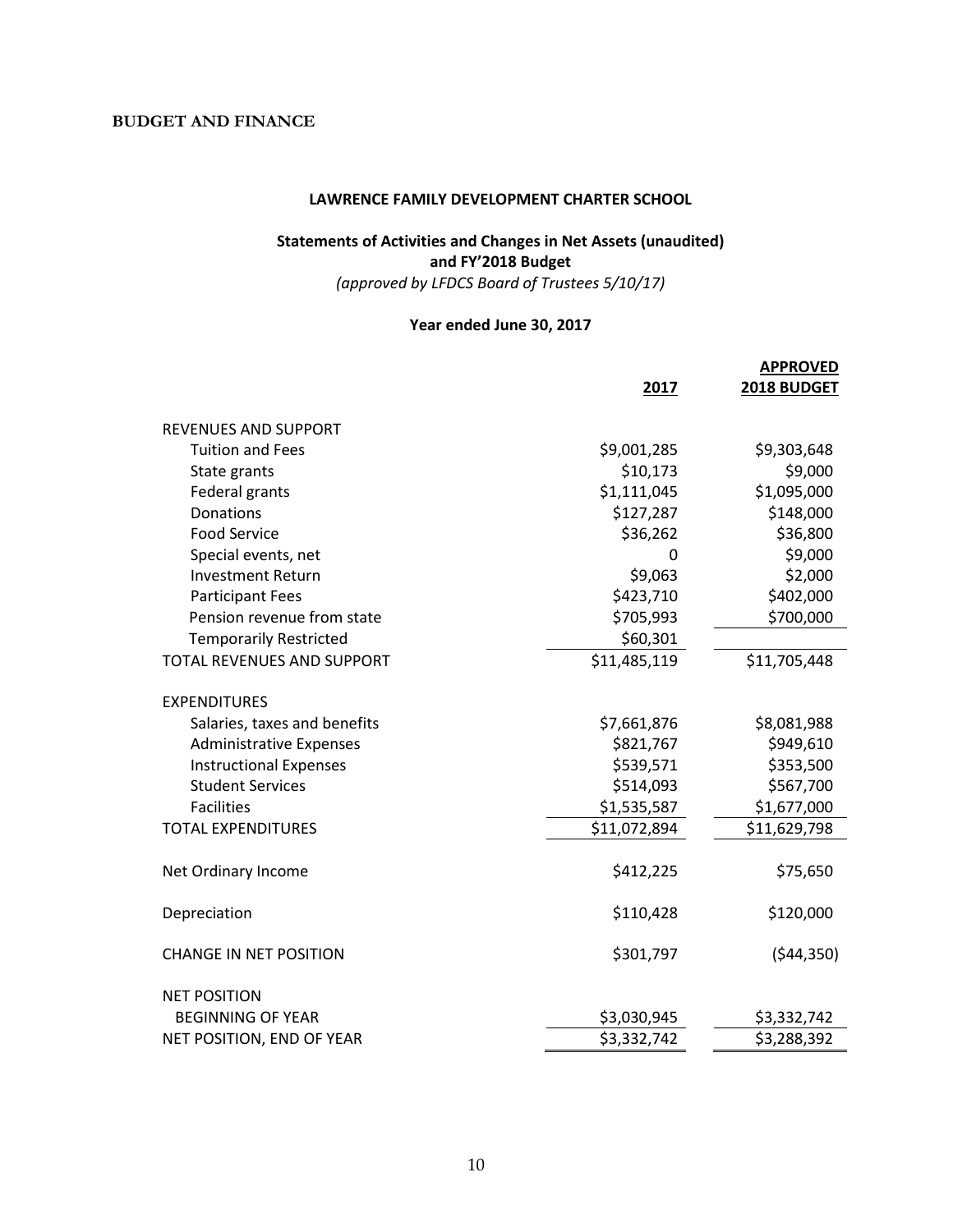**BUDGET AND FINANCE**

### LAWRENCE FAMILY DEVELOPMENT CHARTER SCHOOL

**Statements of Activities and Changes in Net Assets (unaudited) and FY'2018 Budget**

*(approved by LFDCS Board of Trustees 5/10/17)*

**Year ended June 30, 2017**

| | 2017 | APPROVED 2018 BUDGET |
|---|---|---|
| REVENUES AND SUPPORT | | |
| Tuition and Fees | $9,001,285 | $9,303,648 |
| State grants | $10,173 | $9,000 |
| Federal grants | $1,111,045 | $1,095,000 |
| Donations | $127,287 | $148,000 |
| Food Service | $36,262 | $36,800 |
| Special events, net | 0 | $9,000 |
| Investment Return | $9,063 | $2,000 |
| Participant Fees | $423,710 | $402,000 |
| Pension revenue from state | $705,993 | $700,000 |
| Temporarily Restricted | $60,301 | |
| TOTAL REVENUES AND SUPPORT | $11,485,119 | $11,705,448 |
| EXPENDITURES | | |
| Salaries, taxes and benefits | $7,661,876 | $8,081,988 |
| Administrative Expenses | $821,767 | $949,610 |
| Instructional Expenses | $539,571 | $353,500 |
| Student Services | $514,093 | $567,700 |
| Facilities | $1,535,587 | $1,677,000 |
| TOTAL EXPENDITURES | $11,072,894 | $11,629,798 |
| Net Ordinary Income | $412,225 | $75,650 |
| Depreciation | $110,428 | $120,000 |
| CHANGE IN NET POSITION | $301,797 | ($44,350) |
| NET POSITION | | |
| BEGINNING OF YEAR | $3,030,945 | $3,332,742 |
| NET POSITION, END OF YEAR | $3,332,742 | $3,288,392 |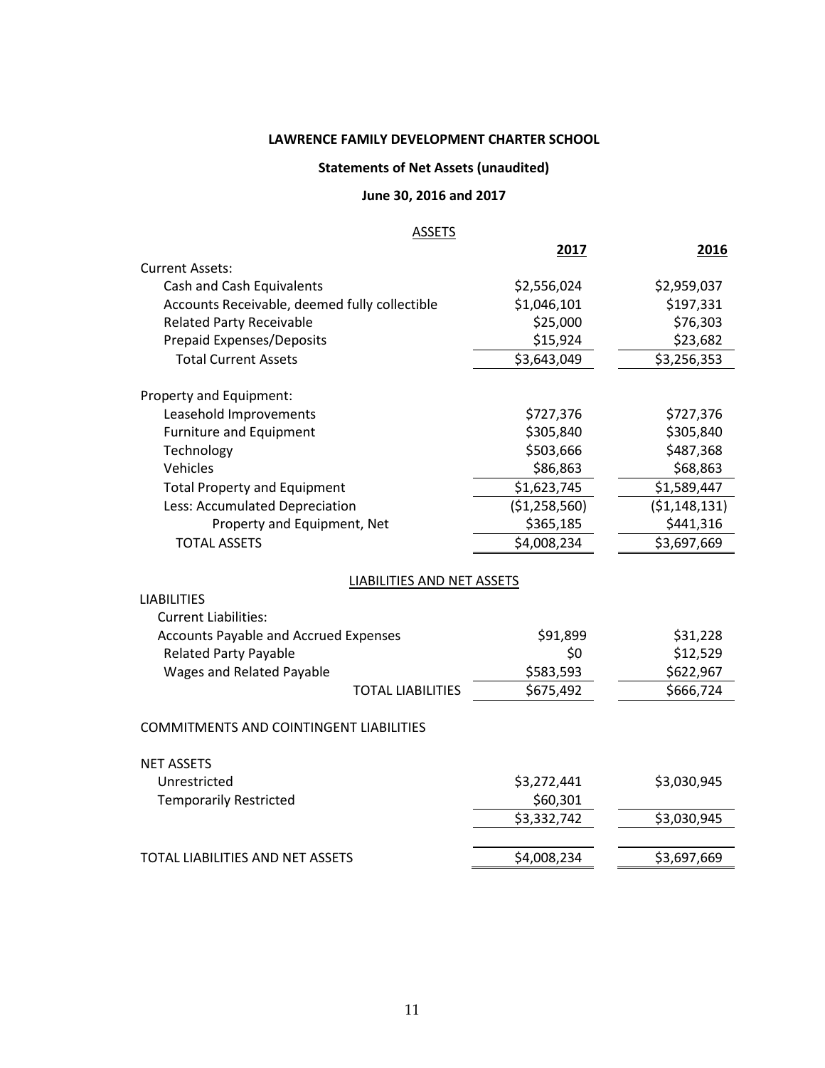**LAWRENCE FAMILY DEVELOPMENT CHARTER SCHOOL**

**Statements of Net Assets (unaudited)**

**June 30, 2016 and 2017**

| ASSETS | **2017** | **2016** |
|---|---|---|
| Current Assets: | | |
| Cash and Cash Equivalents | $2,556,024 | $2,959,037 |
| Accounts Receivable, deemed fully collectible | $1,046,101 | $197,331 |
| Related Party Receivable | $25,000 | $76,303 |
| Prepaid Expenses/Deposits | $15,924 | $23,682 |
| Total Current Assets | $3,643,049 | $3,256,353 |
| Property and Equipment: | | |
| Leasehold Improvements | $727,376 | $727,376 |
| Furniture and Equipment | $305,840 | $305,840 |
| Technology | $503,666 | $487,368 |
| Vehicles | $86,863 | $68,863 |
| Total Property and Equipment | $1,623,745 | $1,589,447 |
| Less: Accumulated Depreciation | ($1,258,560) | ($1,148,131) |
| Property and Equipment, Net | $365,185 | $441,316 |
| TOTAL ASSETS | $4,008,234 | $3,697,669 |

| LIABILITIES AND NET ASSETS | | |
|---|---|---|
| LIABILITIES | | |
| Current Liabilities: | | |
| Accounts Payable and Accrued Expenses | $91,899 | $31,228 |
| Related Party Payable | $0 | $12,529 |
| Wages and Related Payable | $583,593 | $622,967 |
| TOTAL LIABILITIES | $675,492 | $666,724 |
| COMMITMENTS AND COINTINGENT LIABILITIES | | |
| NET ASSETS | | |
| Unrestricted | $3,272,441 | $3,030,945 |
| Temporarily Restricted | $60,301 | |
| | $3,332,742 | $3,030,945 |
| TOTAL LIABILITIES AND NET ASSETS | $4,008,234 | $3,697,669 |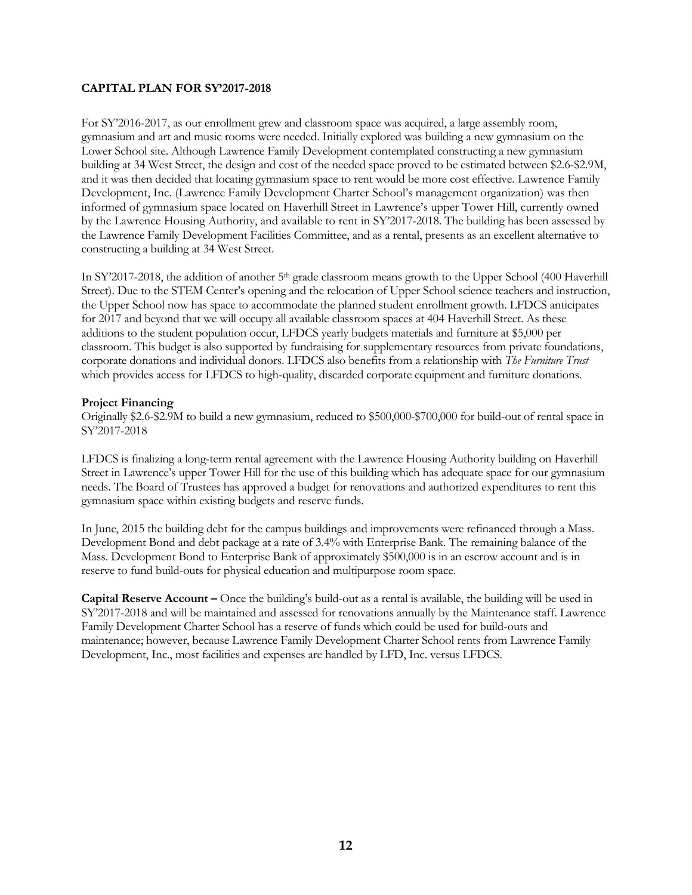## CAPITAL PLAN FOR SY'2017-2018

For SY'2016-2017, as our enrollment grew and classroom space was acquired, a large assembly room, gymnasium and art and music rooms were needed. Initially explored was building a new gymnasium on the Lower School site. Although Lawrence Family Development contemplated constructing a new gymnasium building at 34 West Street, the design and cost of the needed space proved to be estimated between \$2.6-\$2.9M, and it was then decided that locating gymnasium space to rent would be more cost effective. Lawrence Family Development, Inc. (Lawrence Family Development Charter School's management organization) was then informed of gymnasium space located on Haverhill Street in Lawrence's upper Tower Hill, currently owned by the Lawrence Housing Authority, and available to rent in SY'2017-2018. The building has been assessed by the Lawrence Family Development Facilities Committee, and as a rental, presents as an excellent alternative to constructing a building at 34 West Street.

In SY'2017-2018, the addition of another 5th grade classroom means growth to the Upper School (400 Haverhill Street). Due to the STEM Center's opening and the relocation of Upper School science teachers and instruction, the Upper School now has space to accommodate the planned student enrollment growth. LFDCS anticipates for 2017 and beyond that we will occupy all available classroom spaces at 404 Haverhill Street. As these additions to the student population occur, LFDCS yearly budgets materials and furniture at \$5,000 per classroom. This budget is also supported by fundraising for supplementary resources from private foundations, corporate donations and individual donors. LFDCS also benefits from a relationship with *The Furniture Trust* which provides access for LFDCS to high-quality, discarded corporate equipment and furniture donations.

**Project Financing**

Originally \$2.6-\$2.9M to build a new gymnasium, reduced to \$500,000-\$700,000 for build-out of rental space in SY'2017-2018

LFDCS is finalizing a long-term rental agreement with the Lawrence Housing Authority building on Haverhill Street in Lawrence's upper Tower Hill for the use of this building which has adequate space for our gymnasium needs. The Board of Trustees has approved a budget for renovations and authorized expenditures to rent this gymnasium space within existing budgets and reserve funds.

In June, 2015 the building debt for the campus buildings and improvements were refinanced through a Mass. Development Bond and debt package at a rate of 3.4% with Enterprise Bank. The remaining balance of the Mass. Development Bond to Enterprise Bank of approximately \$500,000 is in an escrow account and is in reserve to fund build-outs for physical education and multipurpose room space.

**Capital Reserve Account –** Once the building's build-out as a rental is available, the building will be used in SY'2017-2018 and will be maintained and assessed for renovations annually by the Maintenance staff. Lawrence Family Development Charter School has a reserve of funds which could be used for build-outs and maintenance; however, because Lawrence Family Development Charter School rents from Lawrence Family Development, Inc., most facilities and expenses are handled by LFD, Inc. versus LFDCS.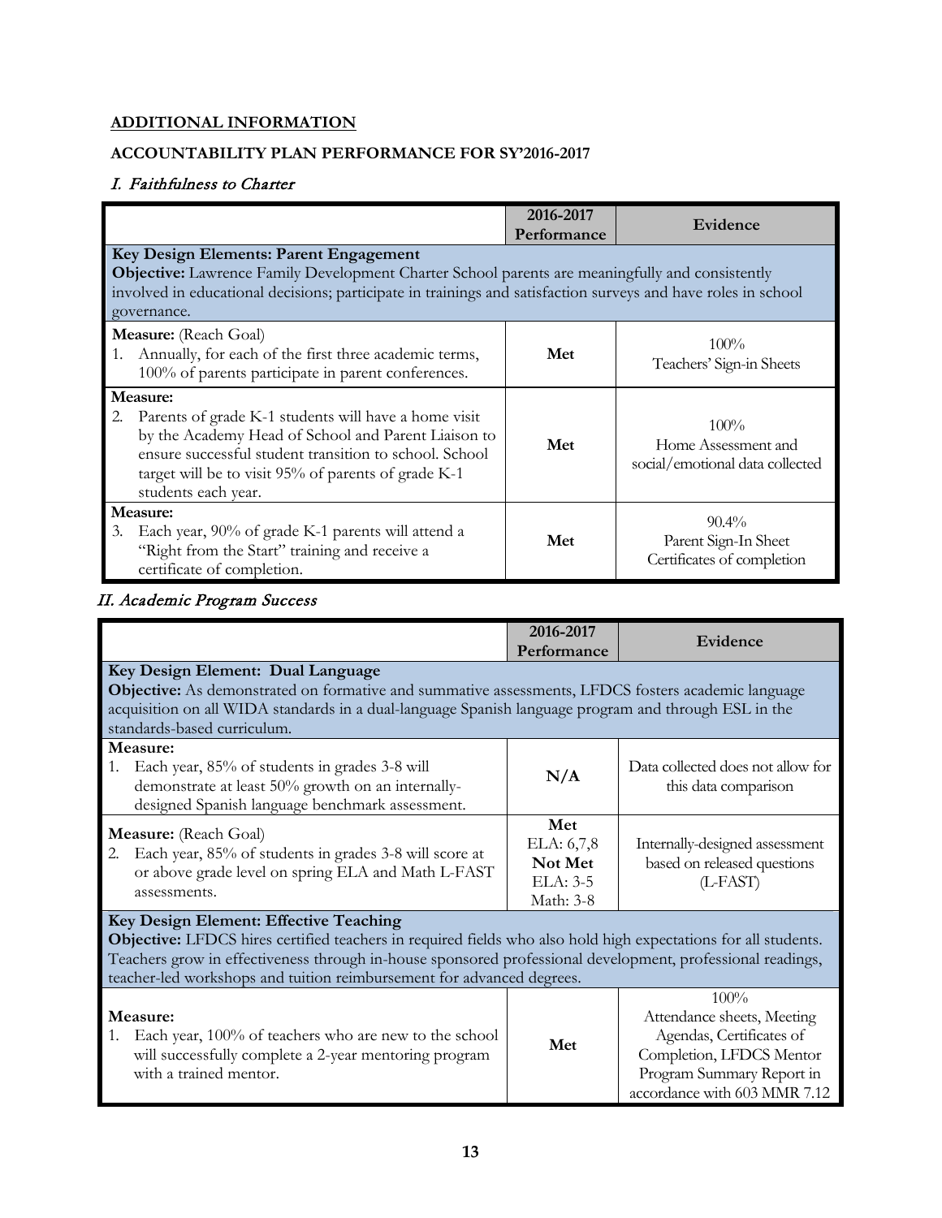## ADDITIONAL INFORMATION

### ACCOUNTABILITY PLAN PERFORMANCE FOR SY'2016-2017

### *I. Faithfulness to Charter*

| | 2016-2017 Performance | Evidence |
|---|---|---|
| **Key Design Elements: Parent Engagement**<br>**Objective:** Lawrence Family Development Charter School parents are meaningfully and consistently involved in educational decisions; participate in trainings and satisfaction surveys and have roles in school governance. | | |
| **Measure:** (Reach Goal)<br>1. Annually, for each of the first three academic terms, 100% of parents participate in parent conferences. | **Met** | 100%<br>Teachers' Sign-in Sheets |
| **Measure:**<br>2. Parents of grade K-1 students will have a home visit by the Academy Head of School and Parent Liaison to ensure successful student transition to school. School target will be to visit 95% of parents of grade K-1 students each year. | **Met** | 100%<br>Home Assessment and social/emotional data collected |
| **Measure:**<br>3. Each year, 90% of grade K-1 parents will attend a "Right from the Start" training and receive a certificate of completion. | **Met** | 90.4%<br>Parent Sign-In Sheet<br>Certificates of completion |

### *II. Academic Program Success*

| | 2016-2017 Performance | Evidence |
|---|---|---|
| **Key Design Element: Dual Language**<br>**Objective:** As demonstrated on formative and summative assessments, LFDCS fosters academic language acquisition on all WIDA standards in a dual-language Spanish language program and through ESL in the standards-based curriculum. | | |
| **Measure:**<br>1. Each year, 85% of students in grades 3-8 will demonstrate at least 50% growth on an internally-designed Spanish language benchmark assessment. | **N/A** | Data collected does not allow for this data comparison |
| **Measure:** (Reach Goal)<br>2. Each year, 85% of students in grades 3-8 will score at or above grade level on spring ELA and Math L-FAST assessments. | **Met**<br>ELA: 6,7,8<br>**Not Met**<br>ELA: 3-5<br>Math: 3-8 | Internally-designed assessment based on released questions (L-FAST) |
| **Key Design Element: Effective Teaching**<br>**Objective:** LFDCS hires certified teachers in required fields who also hold high expectations for all students. Teachers grow in effectiveness through in-house sponsored professional development, professional readings, teacher-led workshops and tuition reimbursement for advanced degrees. | | |
| **Measure:**<br>1. Each year, 100% of teachers who are new to the school will successfully complete a 2-year mentoring program with a trained mentor. | **Met** | 100%<br>Attendance sheets, Meeting Agendas, Certificates of Completion, LFDCS Mentor Program Summary Report in accordance with 603 MMR 7.12 |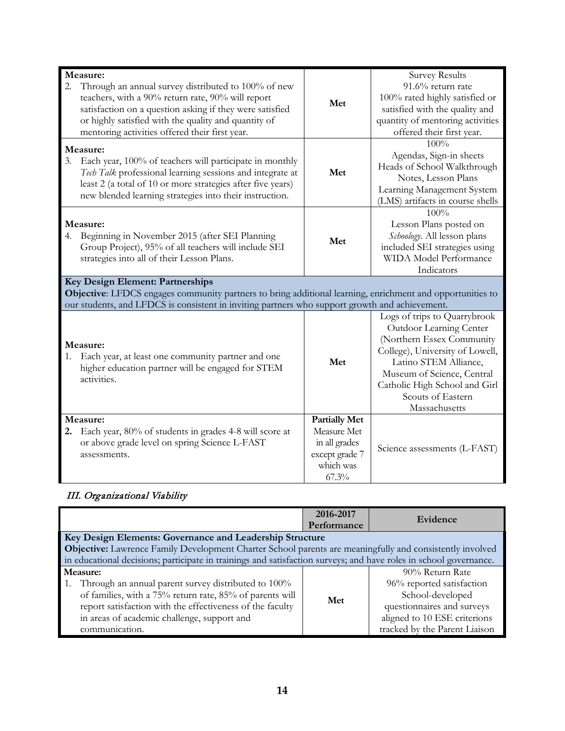| | | |
|---|---|---|
| **Measure:**<br>2. Through an annual survey distributed to 100% of new teachers, with a 90% return rate, 90% will report satisfaction on a question asking if they were satisfied or highly satisfied with the quality and quantity of mentoring activities offered their first year. | **Met** | Survey Results<br>91.6% return rate<br>100% rated highly satisfied or satisfied with the quality and quantity of mentoring activities offered their first year. |
| **Measure:**<br>3. Each year, 100% of teachers will participate in monthly *Tech Talk* professional learning sessions and integrate at least 2 (a total of 10 or more strategies after five years) new blended learning strategies into their instruction. | **Met** | 100%<br>Agendas, Sign-in sheets<br>Heads of School Walkthrough Notes, Lesson Plans<br>Learning Management System (LMS) artifacts in course shells |
| **Measure:**<br>4. Beginning in November 2015 (after SEI Planning Group Project), 95% of all teachers will include SEI strategies into all of their Lesson Plans. | **Met** | 100%<br>Lesson Plans posted on *Schoology*. All lesson plans included SEI strategies using WIDA Model Performance Indicators |
| **Key Design Element: Partnerships**<br>**Objective**: LFDCS engages community partners to bring additional learning, enrichment and opportunities to our students, and LFDCS is consistent in inviting partners who support growth and achievement. | | |
| **Measure:**<br>1. Each year, at least one community partner and one higher education partner will be engaged for STEM activities. | **Met** | Logs of trips to Quarrybrook Outdoor Learning Center (Northern Essex Community College), University of Lowell, Latino STEM Alliance, Museum of Science, Central Catholic High School and Girl Scouts of Eastern Massachusetts |
| **Measure:**<br>**2.** Each year, 80% of students in grades 4-8 will score at or above grade level on spring Science L-FAST assessments. | **Partially Met**<br>Measure Met in all grades except grade 7 which was 67.3% | Science assessments (L-FAST) |

## *III. Organizational Viability*

| | 2016-2017 Performance | Evidence |
|---|---|---|
| **Key Design Elements: Governance and Leadership Structure**<br>**Objective:** Lawrence Family Development Charter School parents are meaningfully and consistently involved in educational decisions; participate in trainings and satisfaction surveys; and have roles in school governance. | | |
| **Measure:**<br>1. Through an annual parent survey distributed to 100% of families, with a 75% return rate, 85% of parents will report satisfaction with the effectiveness of the faculty in areas of academic challenge, support and communication. | **Met** | 90% Return Rate<br>96% reported satisfaction<br>School-developed questionnaires and surveys aligned to 10 ESE criterions tracked by the Parent Liaison |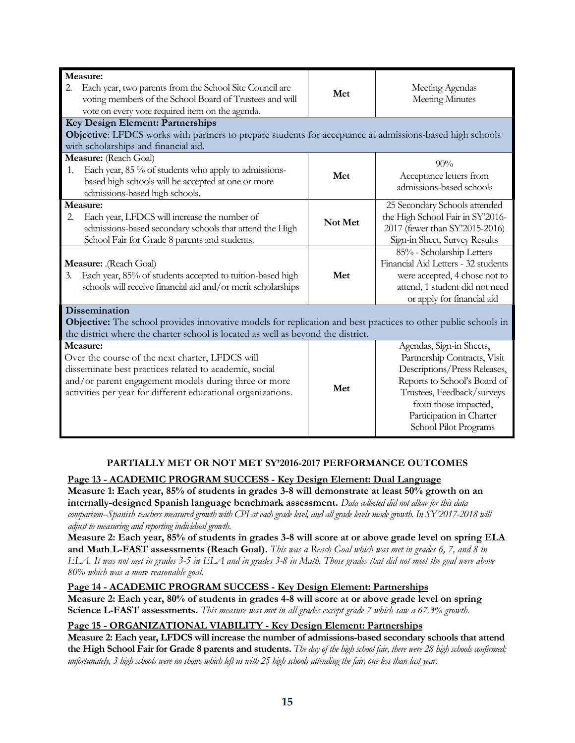| Measure | Status | Evidence |
|---|---|---|
| **Measure:**<br>2. Each year, two parents from the School Site Council are voting members of the School Board of Trustees and will vote on every vote required item on the agenda. | **Met** | Meeting Agendas<br>Meeting Minutes |
| **Key Design Element: Partnerships**<br>**Objective**: LFDCS works with partners to prepare students for acceptance at admissions-based high schools with scholarships and financial aid. | | |
| **Measure:** (Reach Goal)<br>1. Each year, 85 % of students who apply to admissions-based high schools will be accepted at one or more admissions-based high schools. | **Met** | 90%<br>Acceptance letters from admissions-based schools |
| **Measure:**<br>2. Each year, LFDCS will increase the number of admissions-based secondary schools that attend the High School Fair for Grade 8 parents and students. | **Not Met** | 25 Secondary Schools attended the High School Fair in SY'2016-2017 (fewer than SY'2015-2016)<br>Sign-in Sheet, Survey Results |
| **Measure:** .(Reach Goal)<br>3. Each year, 85% of students accepted to tuition-based high schools will receive financial aid and/or merit scholarships | **Met** | 85% - Scholarship Letters<br>Financial Aid Letters - 32 students were accepted, 4 chose not to attend, 1 student did not need or apply for financial aid |
| **Dissemination**<br>**Objective:** The school provides innovative models for replication and best practices to other public schools in the district where the charter school is located as well as beyond the district. | | |
| **Measure:**<br>Over the course of the next charter, LFDCS will disseminate best practices related to academic, social and/or parent engagement models during three or more activities per year for different educational organizations. | **Met** | Agendas, Sign-in Sheets, Partnership Contracts, Visit Descriptions/Press Releases, Reports to School's Board of Trustees, Feedback/surveys from those impacted, Participation in Charter School Pilot Programs |

## PARTIALLY MET OR NOT MET SY'2016-2017 PERFORMANCE OUTCOMES

**Page 13 - ACADEMIC PROGRAM SUCCESS - Key Design Element: Dual Language**

**Measure 1: Each year, 85% of students in grades 3-8 will demonstrate at least 50% growth on an internally-designed Spanish language benchmark assessment.** *Data collected did not allow for this data comparison--Spanish teachers measured growth with CPI at each grade level, and all grade levels made growth. In SY'2017-2018 will adjust to measuring and reporting individual growth.*

**Measure 2: Each year, 85% of students in grades 3-8 will score at or above grade level on spring ELA and Math L-FAST assessments (Reach Goal).** *This was a Reach Goal which was met in grades 6, 7, and 8 in ELA. It was not met in grades 3-5 in ELA and in grades 3-8 in Math. Those grades that did not meet the goal were above 80% which was a more reasonable goal.*

**Page 14 - ACADEMIC PROGRAM SUCCESS - Key Design Element: Partnerships**

**Measure 2: Each year, 80% of students in grades 4-8 will score at or above grade level on spring Science L-FAST assessments.** *This measure was met in all grades except grade 7 which saw a 67.3% growth.*

**Page 15 - ORGANIZATIONAL VIABILITY - Key Design Element: Partnerships**

**Measure 2: Each year, LFDCS will increase the number of admissions-based secondary schools that attend the High School Fair for Grade 8 parents and students.** *The day of the high school fair, there were 28 high schools confirmed; unfortunately, 3 high schools were no shows which left us with 25 high schools attending the fair, one less than last year.*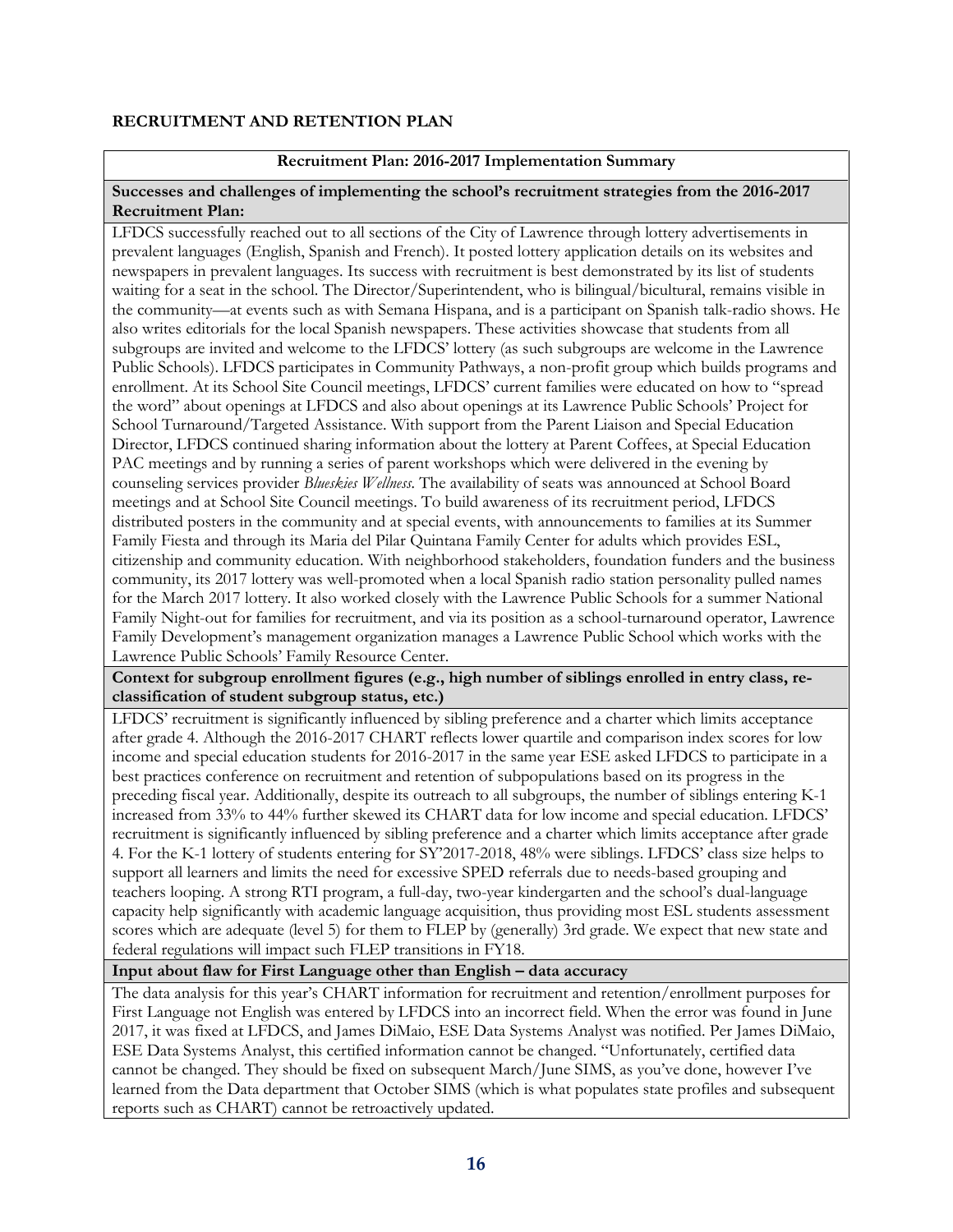**RECRUITMENT AND RETENTION PLAN**

| **Recruitment Plan: 2016-2017 Implementation Summary** |
|---|
| **Successes and challenges of implementing the school's recruitment strategies from the 2016-2017 Recruitment Plan:** |
| LFDCS successfully reached out to all sections of the City of Lawrence through lottery advertisements in prevalent languages (English, Spanish and French). It posted lottery application details on its websites and newspapers in prevalent languages. Its success with recruitment is best demonstrated by its list of students waiting for a seat in the school. The Director/Superintendent, who is bilingual/bicultural, remains visible in the community—at events such as with Semana Hispana, and is a participant on Spanish talk-radio shows. He also writes editorials for the local Spanish newspapers. These activities showcase that students from all subgroups are invited and welcome to the LFDCS' lottery (as such subgroups are welcome in the Lawrence Public Schools). LFDCS participates in Community Pathways, a non-profit group which builds programs and enrollment. At its School Site Council meetings, LFDCS' current families were educated on how to "spread the word" about openings at LFDCS and also about openings at its Lawrence Public Schools' Project for School Turnaround/Targeted Assistance. With support from the Parent Liaison and Special Education Director, LFDCS continued sharing information about the lottery at Parent Coffees, at Special Education PAC meetings and by running a series of parent workshops which were delivered in the evening by counseling services provider *Blueskies Wellness*. The availability of seats was announced at School Board meetings and at School Site Council meetings. To build awareness of its recruitment period, LFDCS distributed posters in the community and at special events, with announcements to families at its Summer Family Fiesta and through its Maria del Pilar Quintana Family Center for adults which provides ESL, citizenship and community education. With neighborhood stakeholders, foundation funders and the business community, its 2017 lottery was well-promoted when a local Spanish radio station personality pulled names for the March 2017 lottery. It also worked closely with the Lawrence Public Schools for a summer National Family Night-out for families for recruitment, and via its position as a school-turnaround operator, Lawrence Family Development's management organization manages a Lawrence Public School which works with the Lawrence Public Schools' Family Resource Center. |
| **Context for subgroup enrollment figures (e.g., high number of siblings enrolled in entry class, re-classification of student subgroup status, etc.)** |
| LFDCS' recruitment is significantly influenced by sibling preference and a charter which limits acceptance after grade 4. Although the 2016-2017 CHART reflects lower quartile and comparison index scores for low income and special education students for 2016-2017 in the same year ESE asked LFDCS to participate in a best practices conference on recruitment and retention of subpopulations based on its progress in the preceding fiscal year. Additionally, despite its outreach to all subgroups, the number of siblings entering K-1 increased from 33% to 44% further skewed its CHART data for low income and special education. LFDCS' recruitment is significantly influenced by sibling preference and a charter which limits acceptance after grade 4. For the K-1 lottery of students entering for SY'2017-2018, 48% were siblings. LFDCS' class size helps to support all learners and limits the need for excessive SPED referrals due to needs-based grouping and teachers looping. A strong RTI program, a full-day, two-year kindergarten and the school's dual-language capacity help significantly with academic language acquisition, thus providing most ESL students assessment scores which are adequate (level 5) for them to FLEP by (generally) 3rd grade. We expect that new state and federal regulations will impact such FLEP transitions in FY18. |
| **Input about flaw for First Language other than English – data accuracy** |
| The data analysis for this year's CHART information for recruitment and retention/enrollment purposes for First Language not English was entered by LFDCS into an incorrect field. When the error was found in June 2017, it was fixed at LFDCS, and James DiMaio, ESE Data Systems Analyst was notified. Per James DiMaio, ESE Data Systems Analyst, this certified information cannot be changed. "Unfortunately, certified data cannot be changed. They should be fixed on subsequent March/June SIMS, as you've done, however I've learned from the Data department that October SIMS (which is what populates state profiles and subsequent reports such as CHART) cannot be retroactively updated. |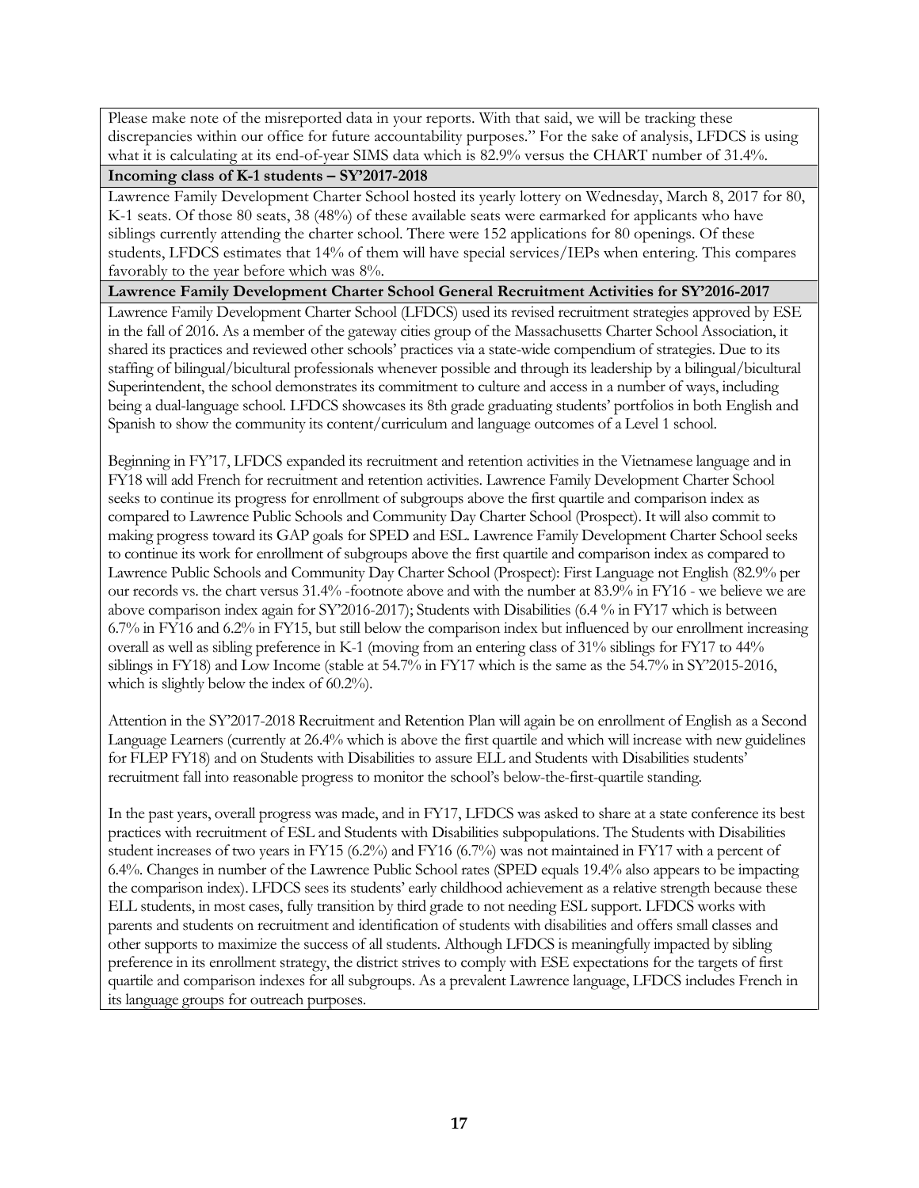Please make note of the misreported data in your reports. With that said, we will be tracking these discrepancies within our office for future accountability purposes." For the sake of analysis, LFDCS is using what it is calculating at its end-of-year SIMS data which is 82.9% versus the CHART number of 31.4%.

**Incoming class of K-1 students – SY'2017-2018**

Lawrence Family Development Charter School hosted its yearly lottery on Wednesday, March 8, 2017 for 80, K-1 seats. Of those 80 seats, 38 (48%) of these available seats were earmarked for applicants who have siblings currently attending the charter school. There were 152 applications for 80 openings. Of these students, LFDCS estimates that 14% of them will have special services/IEPs when entering. This compares favorably to the year before which was 8%.

**Lawrence Family Development Charter School General Recruitment Activities for SY'2016-2017**

Lawrence Family Development Charter School (LFDCS) used its revised recruitment strategies approved by ESE in the fall of 2016. As a member of the gateway cities group of the Massachusetts Charter School Association, it shared its practices and reviewed other schools' practices via a state-wide compendium of strategies. Due to its staffing of bilingual/bicultural professionals whenever possible and through its leadership by a bilingual/bicultural Superintendent, the school demonstrates its commitment to culture and access in a number of ways, including being a dual-language school. LFDCS showcases its 8th grade graduating students' portfolios in both English and Spanish to show the community its content/curriculum and language outcomes of a Level 1 school.

Beginning in FY'17, LFDCS expanded its recruitment and retention activities in the Vietnamese language and in FY18 will add French for recruitment and retention activities. Lawrence Family Development Charter School seeks to continue its progress for enrollment of subgroups above the first quartile and comparison index as compared to Lawrence Public Schools and Community Day Charter School (Prospect). It will also commit to making progress toward its GAP goals for SPED and ESL. Lawrence Family Development Charter School seeks to continue its work for enrollment of subgroups above the first quartile and comparison index as compared to Lawrence Public Schools and Community Day Charter School (Prospect): First Language not English (82.9% per our records vs. the chart versus 31.4% -footnote above and with the number at 83.9% in FY16 - we believe we are above comparison index again for SY'2016-2017); Students with Disabilities (6.4 % in FY17 which is between 6.7% in FY16 and 6.2% in FY15, but still below the comparison index but influenced by our enrollment increasing overall as well as sibling preference in K-1 (moving from an entering class of 31% siblings for FY17 to 44% siblings in FY18) and Low Income (stable at 54.7% in FY17 which is the same as the 54.7% in SY'2015-2016, which is slightly below the index of 60.2%).

Attention in the SY'2017-2018 Recruitment and Retention Plan will again be on enrollment of English as a Second Language Learners (currently at 26.4% which is above the first quartile and which will increase with new guidelines for FLEP FY18) and on Students with Disabilities to assure ELL and Students with Disabilities students' recruitment fall into reasonable progress to monitor the school's below-the-first-quartile standing.

In the past years, overall progress was made, and in FY17, LFDCS was asked to share at a state conference its best practices with recruitment of ESL and Students with Disabilities subpopulations. The Students with Disabilities student increases of two years in FY15 (6.2%) and FY16 (6.7%) was not maintained in FY17 with a percent of 6.4%. Changes in number of the Lawrence Public School rates (SPED equals 19.4% also appears to be impacting the comparison index). LFDCS sees its students' early childhood achievement as a relative strength because these ELL students, in most cases, fully transition by third grade to not needing ESL support. LFDCS works with parents and students on recruitment and identification of students with disabilities and offers small classes and other supports to maximize the success of all students. Although LFDCS is meaningfully impacted by sibling preference in its enrollment strategy, the district strives to comply with ESE expectations for the targets of first quartile and comparison indexes for all subgroups. As a prevalent Lawrence language, LFDCS includes French in its language groups for outreach purposes.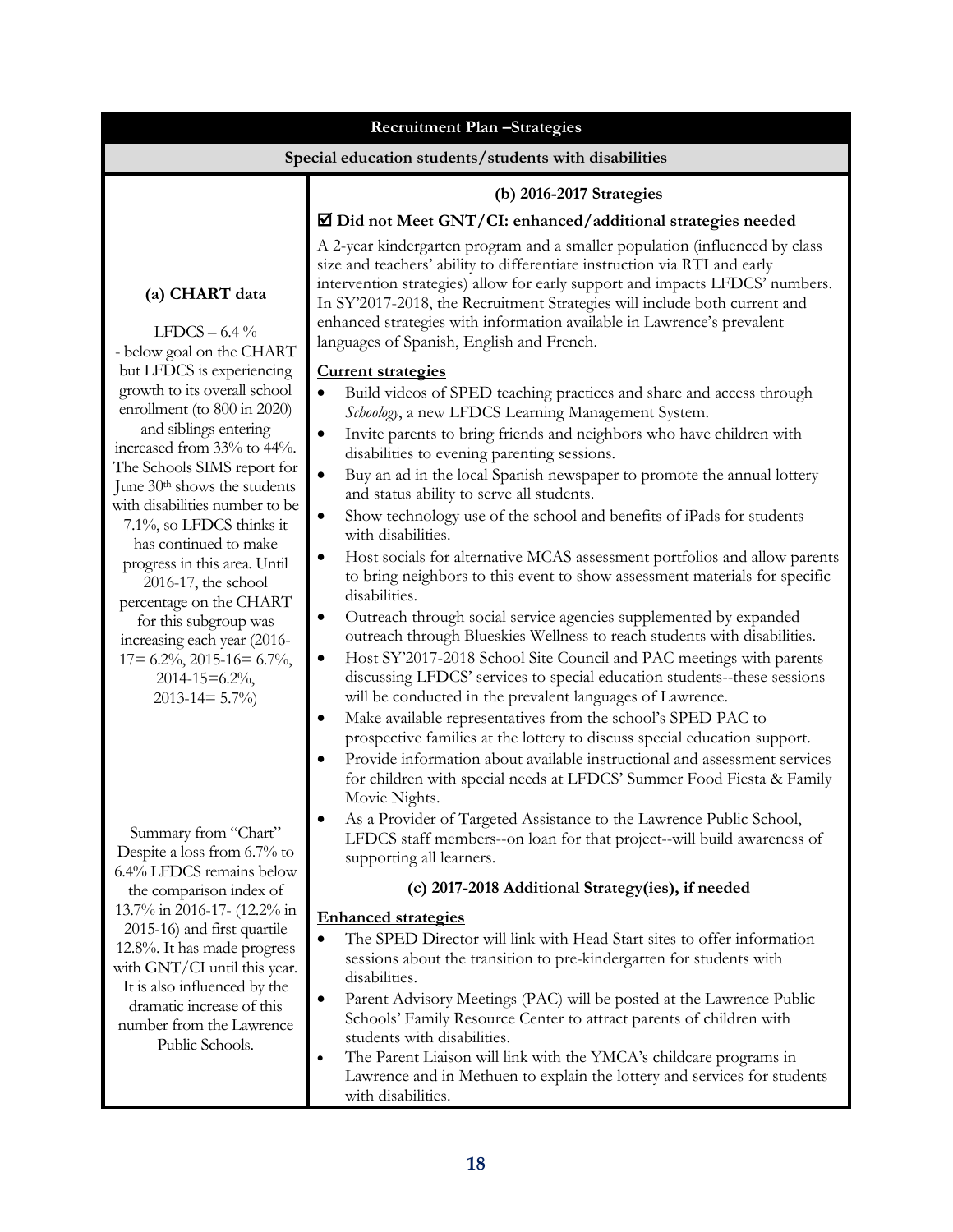| Recruitment Plan –Strategies | |
|---|---|
| **Special education students/students with disabilities** | |
| **(a) CHART data**<br><br>LFDCS – 6.4 %<br>- below goal on the CHART but LFDCS is experiencing growth to its overall school enrollment (to 800 in 2020) and siblings entering increased from 33% to 44%. The Schools SIMS report for June 30th shows the students with disabilities number to be 7.1%, so LFDCS thinks it has continued to make progress in this area. Until 2016-17, the school percentage on the CHART for this subgroup was increasing each year (2016-17= 6.2%, 2015-16= 6.7%, 2014-15=6.2%, 2013-14= 5.7%)<br><br>Summary from "Chart" Despite a loss from 6.7% to 6.4% LFDCS remains below the comparison index of 13.7% in 2016-17- (12.2% in 2015-16) and first quartile 12.8%. It has made progress with GNT/CI until this year. It is also influenced by the dramatic increase of this number from the Lawrence Public Schools. | **(b) 2016-2017 Strategies**<br><br>☑ **Did not Meet GNT/CI: enhanced/additional strategies needed**<br><br>A 2-year kindergarten program and a smaller population (influenced by class size and teachers' ability to differentiate instruction via RTI and early intervention strategies) allow for early support and impacts LFDCS' numbers. In SY'2017-2018, the Recruitment Strategies will include both current and enhanced strategies with information available in Lawrence's prevalent languages of Spanish, English and French.<br><br>**<u>Current strategies</u>**<br>• Build videos of SPED teaching practices and share and access through *Schoology*, a new LFDCS Learning Management System.<br>• Invite parents to bring friends and neighbors who have children with disabilities to evening parenting sessions.<br>• Buy an ad in the local Spanish newspaper to promote the annual lottery and status ability to serve all students.<br>• Show technology use of the school and benefits of iPads for students with disabilities.<br>• Host socials for alternative MCAS assessment portfolios and allow parents to bring neighbors to this event to show assessment materials for specific disabilities.<br>• Outreach through social service agencies supplemented by expanded outreach through Blueskies Wellness to reach students with disabilities.<br>• Host SY'2017-2018 School Site Council and PAC meetings with parents discussing LFDCS' services to special education students--these sessions will be conducted in the prevalent languages of Lawrence.<br>• Make available representatives from the school's SPED PAC to prospective families at the lottery to discuss special education support.<br>• Provide information about available instructional and assessment services for children with special needs at LFDCS' Summer Food Fiesta & Family Movie Nights.<br>• As a Provider of Targeted Assistance to the Lawrence Public School, LFDCS staff members--on loan for that project--will build awareness of supporting all learners.<br><br>**(c) 2017-2018 Additional Strategy(ies), if needed**<br><br>**<u>Enhanced strategies</u>**<br>• The SPED Director will link with Head Start sites to offer information sessions about the transition to pre-kindergarten for students with disabilities.<br>• Parent Advisory Meetings (PAC) will be posted at the Lawrence Public Schools' Family Resource Center to attract parents of children with students with disabilities.<br>• The Parent Liaison will link with the YMCA's childcare programs in Lawrence and in Methuen to explain the lottery and services for students with disabilities. |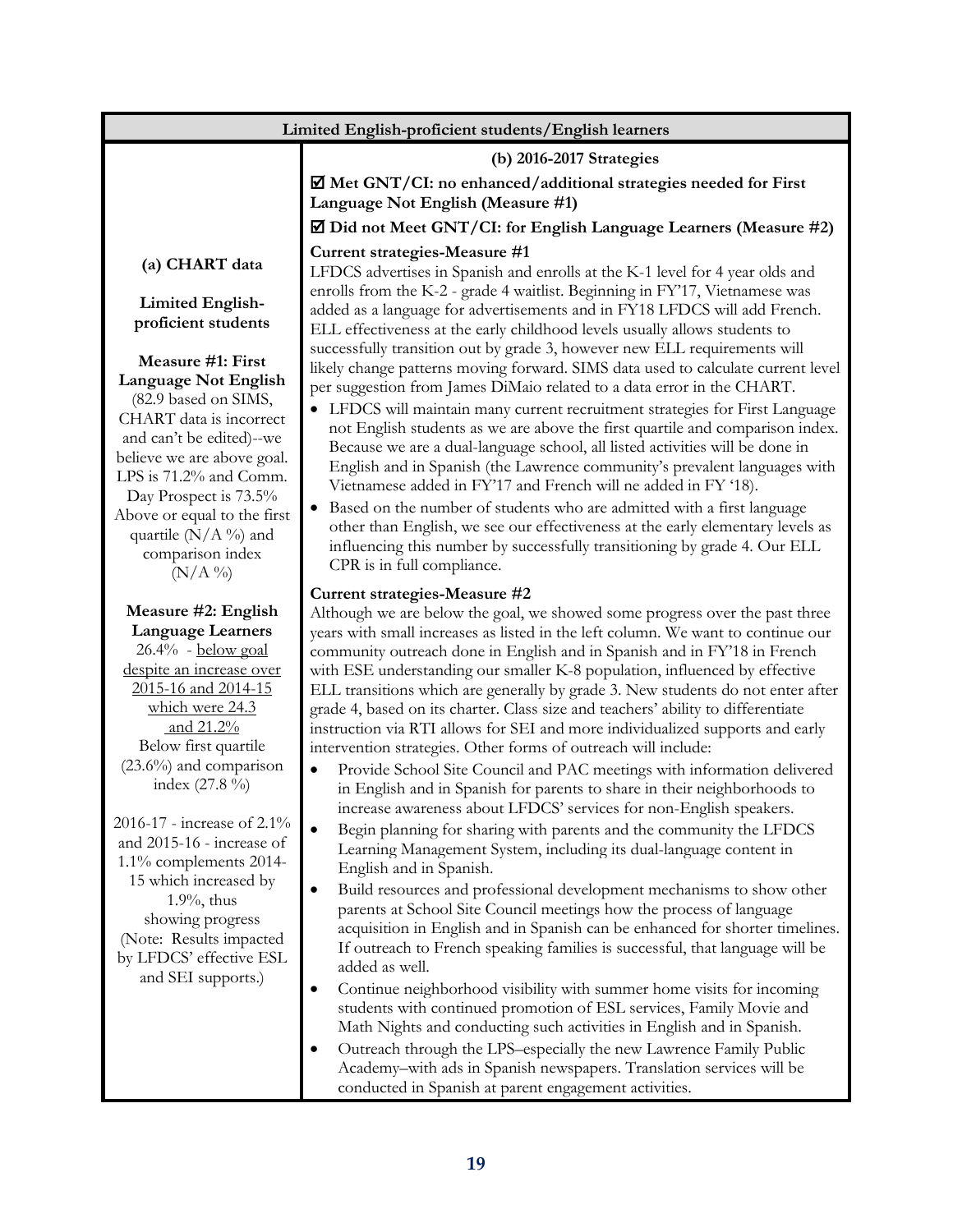| Limited English-proficient students/English learners | |
|---|---|
| **(a) CHART data**<br><br>**Limited English-proficient students**<br><br>**Measure #1: First Language Not English**<br>(82.9 based on SIMS, CHART data is incorrect and can't be edited)--we believe we are above goal. LPS is 71.2% and Comm. Day Prospect is 73.5%<br>Above or equal to the first quartile (N/A %) and comparison index (N/A %)<br><br>**Measure #2: English Language Learners**<br>26.4% - below goal despite an increase over 2015-16 and 2014-15 which were 24.3 and 21.2%<br>Below first quartile (23.6%) and comparison index (27.8 %)<br><br>2016-17 - increase of 2.1% and 2015-16 - increase of 1.1% complements 2014-15 which increased by 1.9%, thus showing progress (Note: Results impacted by LFDCS' effective ESL and SEI supports.) | **(b) 2016-2017 Strategies**<br><br>**☑ Met GNT/CI: no enhanced/additional strategies needed for First Language Not English (Measure #1)**<br><br>**☑ Did not Meet GNT/CI: for English Language Learners (Measure #2)**<br><br>**Current strategies-Measure #1**<br>LFDCS advertises in Spanish and enrolls at the K-1 level for 4 year olds and enrolls from the K-2 - grade 4 waitlist. Beginning in FY'17, Vietnamese was added as a language for advertisements and in FY18 LFDCS will add French. ELL effectiveness at the early childhood levels usually allows students to successfully transition out by grade 3, however new ELL requirements will likely change patterns moving forward. SIMS data used to calculate current level per suggestion from James DiMaio related to a data error in the CHART.<br>• LFDCS will maintain many current recruitment strategies for First Language not English students as we are above the first quartile and comparison index. Because we are a dual-language school, all listed activities will be done in English and in Spanish (the Lawrence community's prevalent languages with Vietnamese added in FY'17 and French will ne added in FY '18).<br>• Based on the number of students who are admitted with a first language other than English, we see our effectiveness at the early elementary levels as influencing this number by successfully transitioning by grade 4. Our ELL CPR is in full compliance.<br><br>**Current strategies-Measure #2**<br>Although we are below the goal, we showed some progress over the past three years with small increases as listed in the left column. We want to continue our community outreach done in English and in Spanish and in FY'18 in French with ESE understanding our smaller K-8 population, influenced by effective ELL transitions which are generally by grade 3. New students do not enter after grade 4, based on its charter. Class size and teachers' ability to differentiate instruction via RTI allows for SEI and more individualized supports and early intervention strategies. Other forms of outreach will include:<br>• Provide School Site Council and PAC meetings with information delivered in English and in Spanish for parents to share in their neighborhoods to increase awareness about LFDCS' services for non-English speakers.<br>• Begin planning for sharing with parents and the community the LFDCS Learning Management System, including its dual-language content in English and in Spanish.<br>• Build resources and professional development mechanisms to show other parents at School Site Council meetings how the process of language acquisition in English and in Spanish can be enhanced for shorter timelines. If outreach to French speaking families is successful, that language will be added as well.<br>• Continue neighborhood visibility with summer home visits for incoming students with continued promotion of ESL services, Family Movie and Math Nights and conducting such activities in English and in Spanish.<br>• Outreach through the LPS–especially the new Lawrence Family Public Academy–with ads in Spanish newspapers. Translation services will be conducted in Spanish at parent engagement activities. |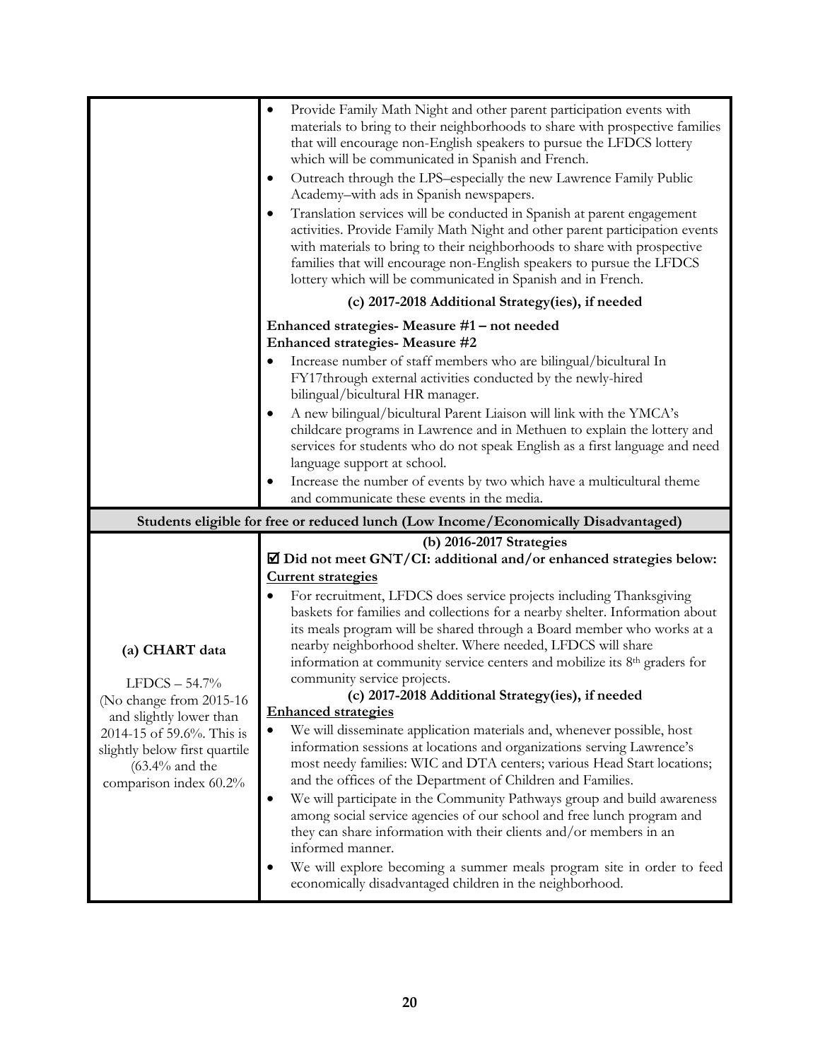| | |
|---|---|
| | • Provide Family Math Night and other parent participation events with materials to bring to their neighborhoods to share with prospective families that will encourage non-English speakers to pursue the LFDCS lottery which will be communicated in Spanish and French.<br>• Outreach through the LPS–especially the new Lawrence Family Public Academy–with ads in Spanish newspapers.<br>• Translation services will be conducted in Spanish at parent engagement activities. Provide Family Math Night and other parent participation events with materials to bring to their neighborhoods to share with prospective families that will encourage non-English speakers to pursue the LFDCS lottery which will be communicated in Spanish and in French.<br>**(c) 2017-2018 Additional Strategy(ies), if needed**<br>**Enhanced strategies- Measure #1 – not needed**<br>**Enhanced strategies- Measure #2**<br>• Increase number of staff members who are bilingual/bicultural In FY17through external activities conducted by the newly-hired bilingual/bicultural HR manager.<br>• A new bilingual/bicultural Parent Liaison will link with the YMCA's childcare programs in Lawrence and in Methuen to explain the lottery and services for students who do not speak English as a first language and need language support at school.<br>• Increase the number of events by two which have a multicultural theme and communicate these events in the media. |
| **Students eligible for free or reduced lunch (Low Income/Economically Disadvantaged)** | |
| **(a) CHART data**<br>LFDCS – 54.7% (No change from 2015-16 and slightly lower than 2014-15 of 59.6%. This is slightly below first quartile (63.4% and the comparison index 60.2% | **(b) 2016-2017 Strategies**<br>☑ **Did not meet GNT/CI: additional and/or enhanced strategies below:**<br>**Current strategies**<br>• For recruitment, LFDCS does service projects including Thanksgiving baskets for families and collections for a nearby shelter. Information about its meals program will be shared through a Board member who works at a nearby neighborhood shelter. Where needed, LFDCS will share information at community service centers and mobilize its 8th graders for community service projects.<br>**(c) 2017-2018 Additional Strategy(ies), if needed**<br>**Enhanced strategies**<br>• We will disseminate application materials and, whenever possible, host information sessions at locations and organizations serving Lawrence's most needy families: WIC and DTA centers; various Head Start locations; and the offices of the Department of Children and Families.<br>• We will participate in the Community Pathways group and build awareness among social service agencies of our school and free lunch program and they can share information with their clients and/or members in an informed manner.<br>• We will explore becoming a summer meals program site in order to feed economically disadvantaged children in the neighborhood. |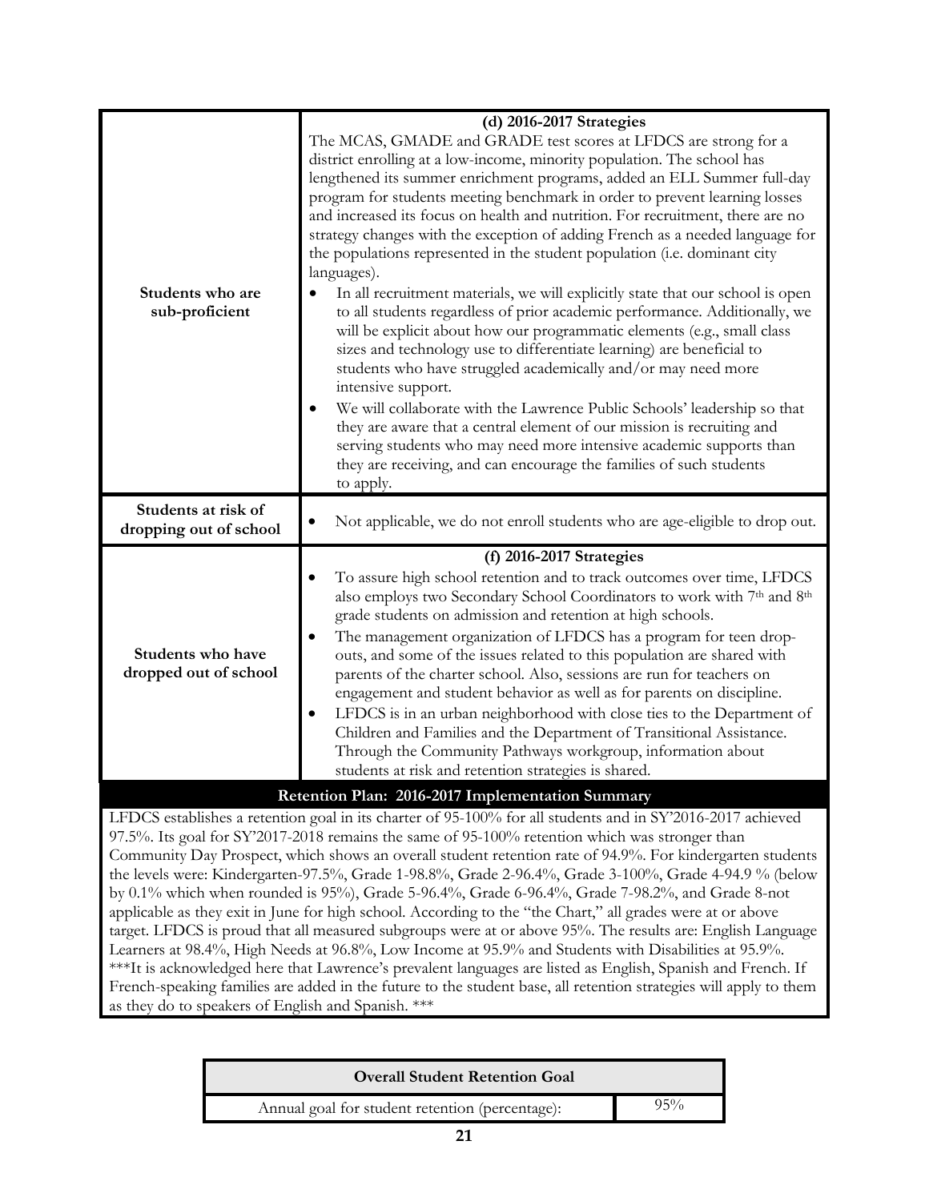| | |
|---|---|
| **Students who are sub-proficient** | **(d) 2016-2017 Strategies**<br>The MCAS, GMADE and GRADE test scores at LFDCS are strong for a district enrolling at a low-income, minority population. The school has lengthened its summer enrichment programs, added an ELL Summer full-day program for students meeting benchmark in order to prevent learning losses and increased its focus on health and nutrition. For recruitment, there are no strategy changes with the exception of adding French as a needed language for the populations represented in the student population (i.e. dominant city languages).<br>• In all recruitment materials, we will explicitly state that our school is open to all students regardless of prior academic performance. Additionally, we will be explicit about how our programmatic elements (e.g., small class sizes and technology use to differentiate learning) are beneficial to students who have struggled academically and/or may need more intensive support.<br>• We will collaborate with the Lawrence Public Schools' leadership so that they are aware that a central element of our mission is recruiting and serving students who may need more intensive academic supports than they are receiving, and can encourage the families of such students to apply. |
| **Students at risk of dropping out of school** | • Not applicable, we do not enroll students who are age-eligible to drop out. |
| **Students who have dropped out of school** | **(f) 2016-2017 Strategies**<br>• To assure high school retention and to track outcomes over time, LFDCS also employs two Secondary School Coordinators to work with 7th and 8th grade students on admission and retention at high schools.<br>• The management organization of LFDCS has a program for teen drop-outs, and some of the issues related to this population are shared with parents of the charter school. Also, sessions are run for teachers on engagement and student behavior as well as for parents on discipline.<br>• LFDCS is in an urban neighborhood with close ties to the Department of Children and Families and the Department of Transitional Assistance. Through the Community Pathways workgroup, information about students at risk and retention strategies is shared. |

**Retention Plan: 2016-2017 Implementation Summary**

LFDCS establishes a retention goal in its charter of 95-100% for all students and in SY'2016-2017 achieved 97.5%. Its goal for SY'2017-2018 remains the same of 95-100% retention which was stronger than Community Day Prospect, which shows an overall student retention rate of 94.9%. For kindergarten students the levels were: Kindergarten-97.5%, Grade 1-98.8%, Grade 2-96.4%, Grade 3-100%, Grade 4-94.9 % (below by 0.1% which when rounded is 95%), Grade 5-96.4%, Grade 6-96.4%, Grade 7-98.2%, and Grade 8-not applicable as they exit in June for high school. According to the "the Chart," all grades were at or above target. LFDCS is proud that all measured subgroups were at or above 95%. The results are: English Language Learners at 98.4%, High Needs at 96.8%, Low Income at 95.9% and Students with Disabilities at 95.9%. ***It is acknowledged here that Lawrence's prevalent languages are listed as English, Spanish and French. If French-speaking families are added in the future to the student base, all retention strategies will apply to them as they do to speakers of English and Spanish. ***

| Overall Student Retention Goal | |
|---|---|
| Annual goal for student retention (percentage): | 95% |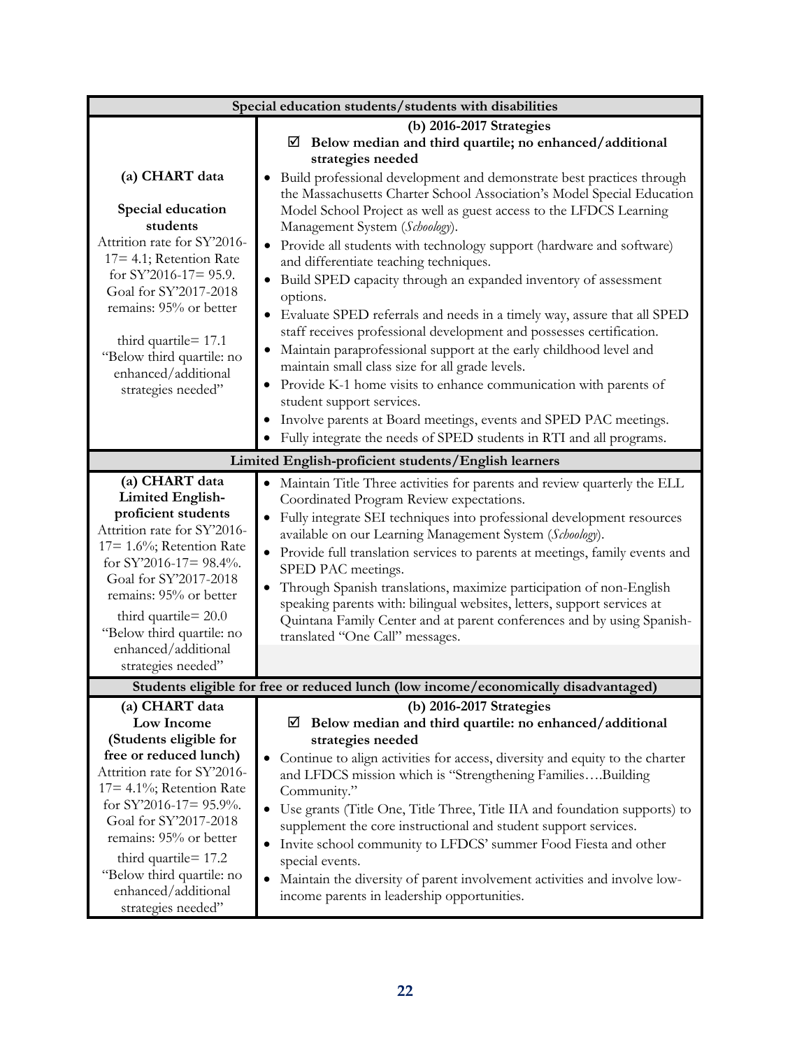| Special education students/students with disabilities | |
|---|---|
| **(a) CHART data**<br><br>**Special education students**<br>Attrition rate for SY'2016-17= 4.1; Retention Rate for SY'2016-17= 95.9. Goal for SY'2017-2018 remains: 95% or better<br><br>third quartile= 17.1<br>"Below third quartile: no enhanced/additional strategies needed" | **(b) 2016-2017 Strategies**<br>☑ **Below median and third quartile; no enhanced/additional strategies needed**<br>• Build professional development and demonstrate best practices through the Massachusetts Charter School Association's Model Special Education Model School Project as well as guest access to the LFDCS Learning Management System (*Schoology*).<br>• Provide all students with technology support (hardware and software) and differentiate teaching techniques.<br>• Build SPED capacity through an expanded inventory of assessment options.<br>• Evaluate SPED referrals and needs in a timely way, assure that all SPED staff receives professional development and possesses certification.<br>• Maintain paraprofessional support at the early childhood level and maintain small class size for all grade levels.<br>• Provide K-1 home visits to enhance communication with parents of student support services.<br>• Involve parents at Board meetings, events and SPED PAC meetings.<br>• Fully integrate the needs of SPED students in RTI and all programs. |
| **Limited English-proficient students/English learners** | |
| **(a) CHART data**<br>**Limited English-proficient students**<br>Attrition rate for SY'2016-17= 1.6%; Retention Rate for SY'2016-17= 98.4%. Goal for SY'2017-2018 remains: 95% or better<br>third quartile= 20.0<br>"Below third quartile: no enhanced/additional strategies needed" | • Maintain Title Three activities for parents and review quarterly the ELL Coordinated Program Review expectations.<br>• Fully integrate SEI techniques into professional development resources available on our Learning Management System (*Schoology*).<br>• Provide full translation services to parents at meetings, family events and SPED PAC meetings.<br>• Through Spanish translations, maximize participation of non-English speaking parents with: bilingual websites, letters, support services at Quintana Family Center and at parent conferences and by using Spanish-translated "One Call" messages. |
| **Students eligible for free or reduced lunch (low income/economically disadvantaged)** | |
| **(a) CHART data**<br>**Low Income (Students eligible for free or reduced lunch)**<br>Attrition rate for SY'2016-17= 4.1%; Retention Rate for SY'2016-17= 95.9%. Goal for SY'2017-2018 remains: 95% or better<br>third quartile= 17.2<br>"Below third quartile: no enhanced/additional strategies needed" | **(b) 2016-2017 Strategies**<br>☑ **Below median and third quartile: no enhanced/additional strategies needed**<br>• Continue to align activities for access, diversity and equity to the charter and LFDCS mission which is "Strengthening Families….Building Community."<br>• Use grants (Title One, Title Three, Title IIA and foundation supports) to supplement the core instructional and student support services.<br>• Invite school community to LFDCS' summer Food Fiesta and other special events.<br>• Maintain the diversity of parent involvement activities and involve low-income parents in leadership opportunities. |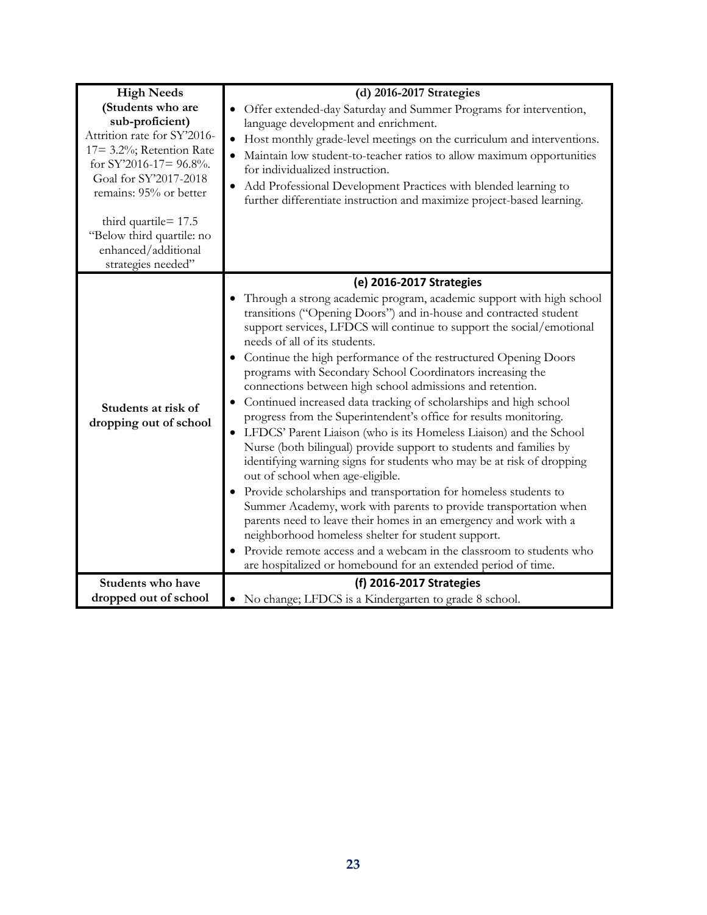| **High Needs (Students who are sub-proficient)** Attrition rate for SY'2016-17= 3.2%; Retention Rate for SY'2016-17= 96.8%. Goal for SY'2017-2018 remains: 95% or better<br><br>third quartile= 17.5 "Below third quartile: no enhanced/additional strategies needed" | **(d) 2016-2017 Strategies**<br>• Offer extended-day Saturday and Summer Programs for intervention, language development and enrichment.<br>• Host monthly grade-level meetings on the curriculum and interventions.<br>• Maintain low student-to-teacher ratios to allow maximum opportunities for individualized instruction.<br>• Add Professional Development Practices with blended learning to further differentiate instruction and maximize project-based learning. |
|---|---|
| **Students at risk of dropping out of school** | **(e) 2016-2017 Strategies**<br>• Through a strong academic program, academic support with high school transitions ("Opening Doors") and in-house and contracted student support services, LFDCS will continue to support the social/emotional needs of all of its students.<br>• Continue the high performance of the restructured Opening Doors programs with Secondary School Coordinators increasing the connections between high school admissions and retention.<br>• Continued increased data tracking of scholarships and high school progress from the Superintendent's office for results monitoring.<br>• LFDCS' Parent Liaison (who is its Homeless Liaison) and the School Nurse (both bilingual) provide support to students and families by identifying warning signs for students who may be at risk of dropping out of school when age-eligible.<br>• Provide scholarships and transportation for homeless students to Summer Academy, work with parents to provide transportation when parents need to leave their homes in an emergency and work with a neighborhood homeless shelter for student support.<br>• Provide remote access and a webcam in the classroom to students who are hospitalized or homebound for an extended period of time. |
| **Students who have dropped out of school** | **(f) 2016-2017 Strategies**<br>• No change; LFDCS is a Kindergarten to grade 8 school. |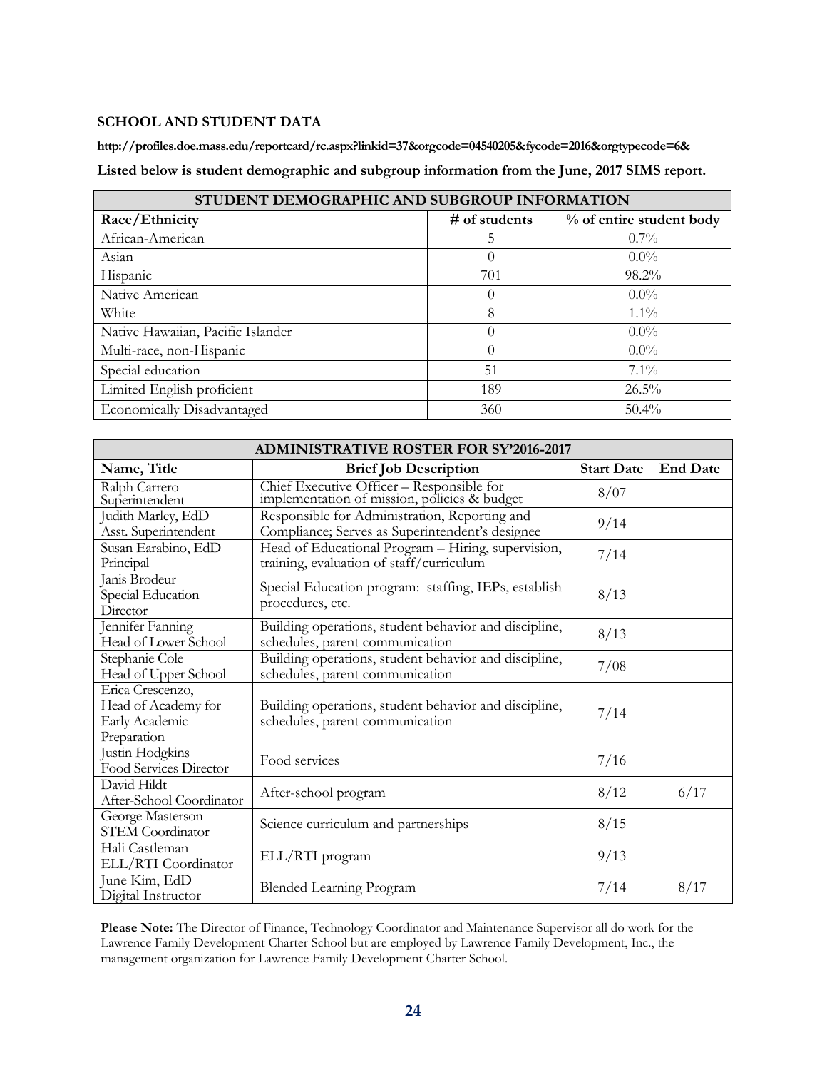### SCHOOL AND STUDENT DATA

**http://profiles.doe.mass.edu/reportcard/rc.aspx?linkid=37&orgcode=04540205&fycode=2016&orgtypecode=6&**

**Listed below is student demographic and subgroup information from the June, 2017 SIMS report.**

| STUDENT DEMOGRAPHIC AND SUBGROUP INFORMATION | | |
|---|---|---|
| **Race/Ethnicity** | **# of students** | **% of entire student body** |
| African-American | 5 | 0.7% |
| Asian | 0 | 0.0% |
| Hispanic | 701 | 98.2% |
| Native American | 0 | 0.0% |
| White | 8 | 1.1% |
| Native Hawaiian, Pacific Islander | 0 | 0.0% |
| Multi-race, non-Hispanic | 0 | 0.0% |
| Special education | 51 | 7.1% |
| Limited English proficient | 189 | 26.5% |
| Economically Disadvantaged | 360 | 50.4% |

| ADMINISTRATIVE ROSTER FOR SY'2016-2017 | | | |
|---|---|---|---|
| **Name, Title** | **Brief Job Description** | **Start Date** | **End Date** |
| Ralph Carrero Superintendent | Chief Executive Officer – Responsible for implementation of mission, policies & budget | 8/07 | |
| Judith Marley, EdD Asst. Superintendent | Responsible for Administration, Reporting and Compliance; Serves as Superintendent's designee | 9/14 | |
| Susan Earabino, EdD Principal | Head of Educational Program – Hiring, supervision, training, evaluation of staff/curriculum | 7/14 | |
| Janis Brodeur Special Education Director | Special Education program: staffing, IEPs, establish procedures, etc. | 8/13 | |
| Jennifer Fanning Head of Lower School | Building operations, student behavior and discipline, schedules, parent communication | 8/13 | |
| Stephanie Cole Head of Upper School | Building operations, student behavior and discipline, schedules, parent communication | 7/08 | |
| Erica Crescenzo, Head of Academy for Early Academic Preparation | Building operations, student behavior and discipline, schedules, parent communication | 7/14 | |
| Justin Hodgkins Food Services Director | Food services | 7/16 | |
| David Hildt After-School Coordinator | After-school program | 8/12 | 6/17 |
| George Masterson STEM Coordinator | Science curriculum and partnerships | 8/15 | |
| Hali Castleman ELL/RTI Coordinator | ELL/RTI program | 9/13 | |
| June Kim, EdD Digital Instructor | Blended Learning Program | 7/14 | 8/17 |

**Please Note:** The Director of Finance, Technology Coordinator and Maintenance Supervisor all do work for the Lawrence Family Development Charter School but are employed by Lawrence Family Development, Inc., the management organization for Lawrence Family Development Charter School.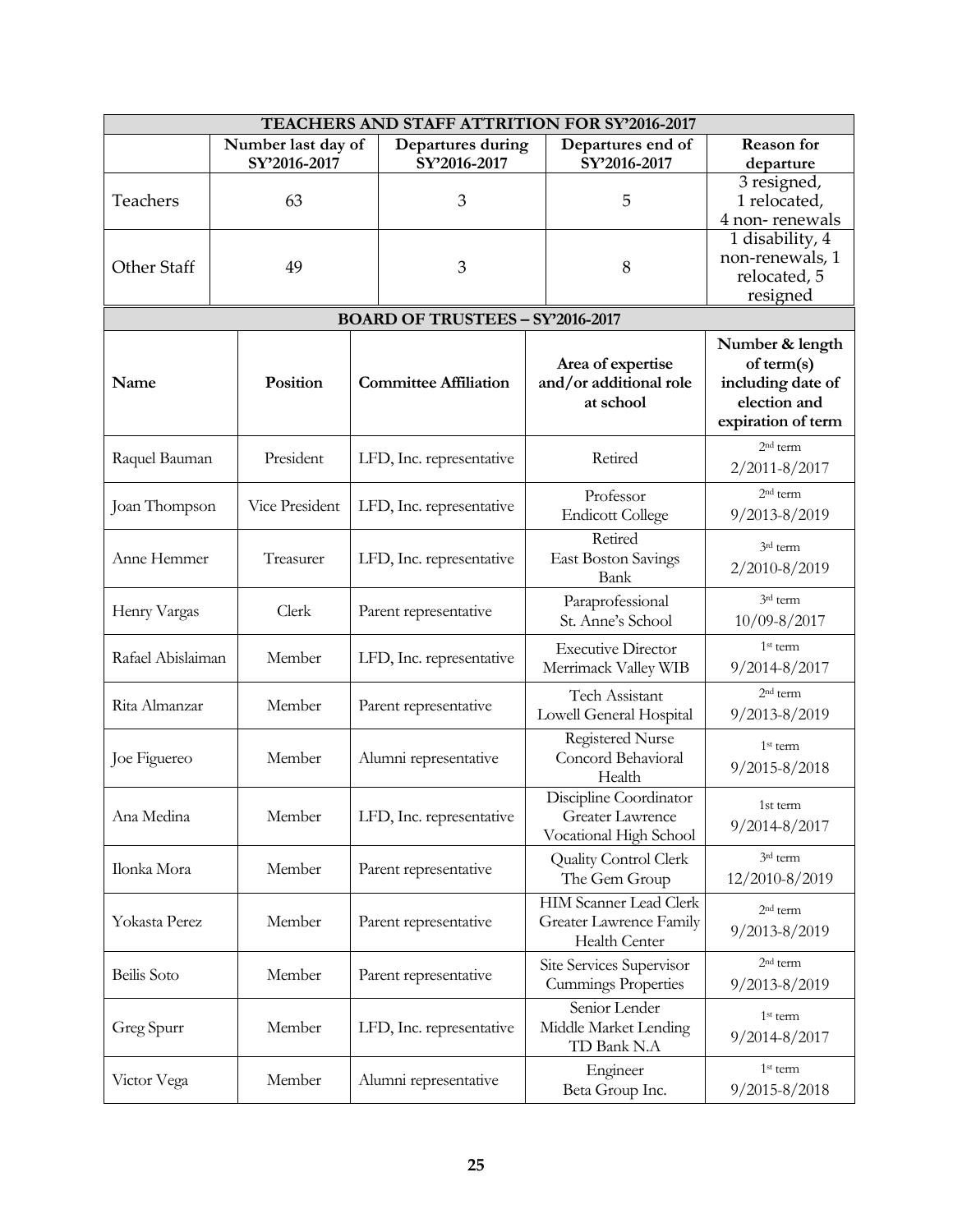| TEACHERS AND STAFF ATTRITION FOR SY'2016-2017 | | | | |
|---|---|---|---|---|
| | Number last day of SY'2016-2017 | Departures during SY'2016-2017 | Departures end of SY'2016-2017 | Reason for departure |
| Teachers | 63 | 3 | 5 | 3 resigned, 1 relocated, 4 non- renewals |
| Other Staff | 49 | 3 | 8 | 1 disability, 4 non-renewals, 1 relocated, 5 resigned |

| BOARD OF TRUSTEES – SY'2016-2017 | | | | |
|---|---|---|---|---|
| Name | Position | Committee Affiliation | Area of expertise and/or additional role at school | Number & length of term(s) including date of election and expiration of term |
| Raquel Bauman | President | LFD, Inc. representative | Retired | 2nd term 2/2011-8/2017 |
| Joan Thompson | Vice President | LFD, Inc. representative | Professor Endicott College | 2nd term 9/2013-8/2019 |
| Anne Hemmer | Treasurer | LFD, Inc. representative | Retired East Boston Savings Bank | 3rd term 2/2010-8/2019 |
| Henry Vargas | Clerk | Parent representative | Paraprofessional St. Anne's School | 3rd term 10/09-8/2017 |
| Rafael Abislaiman | Member | LFD, Inc. representative | Executive Director Merrimack Valley WIB | 1st term 9/2014-8/2017 |
| Rita Almanzar | Member | Parent representative | Tech Assistant Lowell General Hospital | 2nd term 9/2013-8/2019 |
| Joe Figuereo | Member | Alumni representative | Registered Nurse Concord Behavioral Health | 1st term 9/2015-8/2018 |
| Ana Medina | Member | LFD, Inc. representative | Discipline Coordinator Greater Lawrence Vocational High School | 1st term 9/2014-8/2017 |
| Ilonka Mora | Member | Parent representative | Quality Control Clerk The Gem Group | 3rd term 12/2010-8/2019 |
| Yokasta Perez | Member | Parent representative | HIM Scanner Lead Clerk Greater Lawrence Family Health Center | 2nd term 9/2013-8/2019 |
| Beilis Soto | Member | Parent representative | Site Services Supervisor Cummings Properties | 2nd term 9/2013-8/2019 |
| Greg Spurr | Member | LFD, Inc. representative | Senior Lender Middle Market Lending TD Bank N.A | 1st term 9/2014-8/2017 |
| Victor Vega | Member | Alumni representative | Engineer Beta Group Inc. | 1st term 9/2015-8/2018 |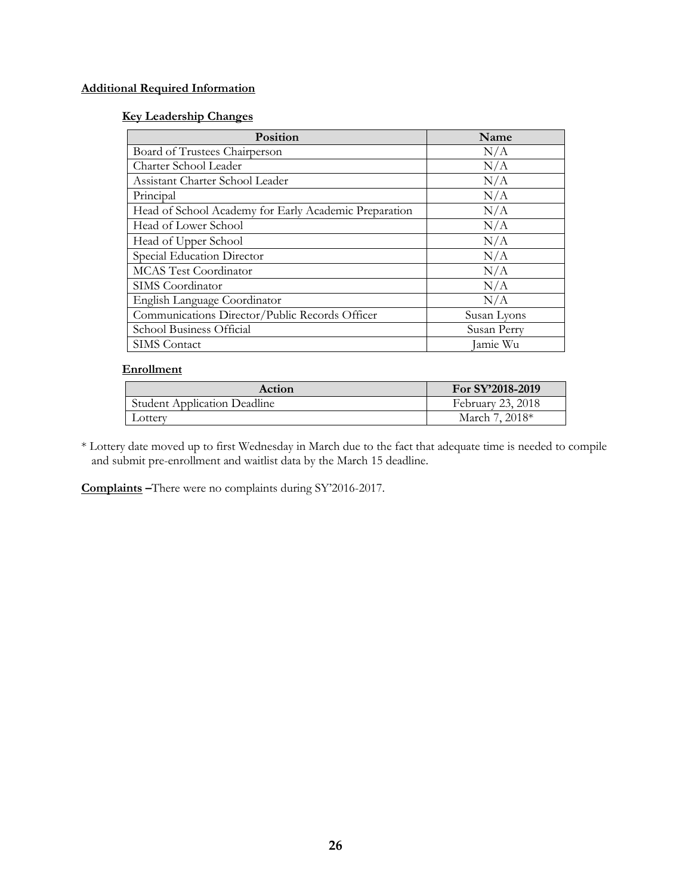## Additional Required Information

### Key Leadership Changes

| Position | Name |
|---|---|
| Board of Trustees Chairperson | N/A |
| Charter School Leader | N/A |
| Assistant Charter School Leader | N/A |
| Principal | N/A |
| Head of School Academy for Early Academic Preparation | N/A |
| Head of Lower School | N/A |
| Head of Upper School | N/A |
| Special Education Director | N/A |
| MCAS Test Coordinator | N/A |
| SIMS Coordinator | N/A |
| English Language Coordinator | N/A |
| Communications Director/Public Records Officer | Susan Lyons |
| School Business Official | Susan Perry |
| SIMS Contact | Jamie Wu |

### Enrollment

| Action | For SY'2018-2019 |
|---|---|
| Student Application Deadline | February 23, 2018 |
| Lottery | March 7, 2018* |

* Lottery date moved up to first Wednesday in March due to the fact that adequate time is needed to compile and submit pre-enrollment and waitlist data by the March 15 deadline.

**Complaints –** There were no complaints during SY'2016-2017.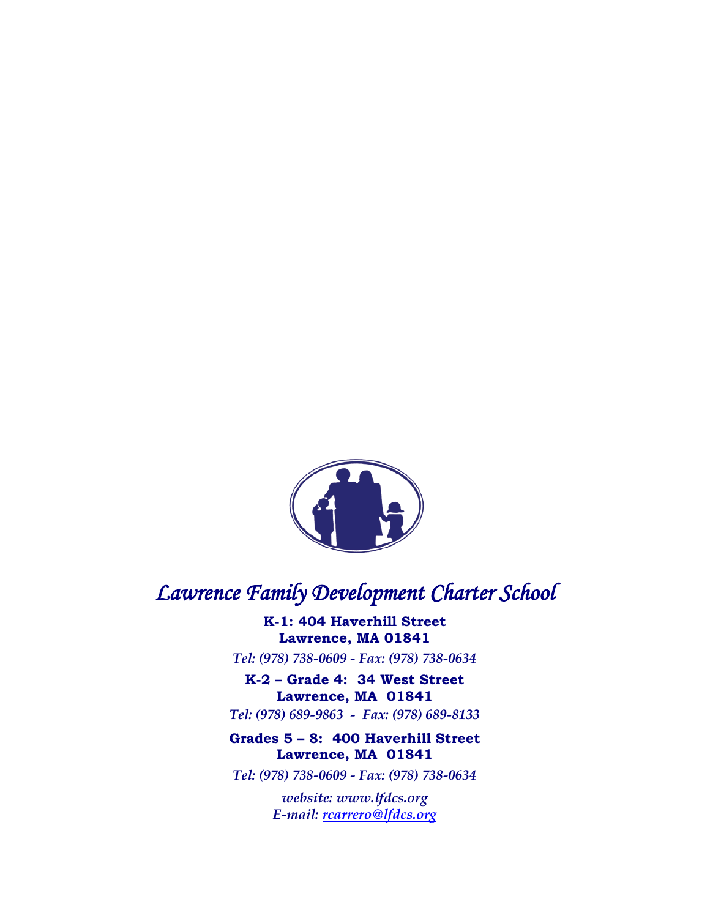*Lawrence Family Development Charter School*

**K-1: 404 Haverhill Street**
**Lawrence, MA 01841**

*Tel: (978) 738-0609 - Fax: (978) 738-0634*

**K-2 – Grade 4: 34 West Street**
**Lawrence, MA 01841**

*Tel: (978) 689-9863 - Fax: (978) 689-8133*

**Grades 5 – 8: 400 Haverhill Street**
**Lawrence, MA 01841**

*Tel: (978) 738-0609 - Fax: (978) 738-0634*

*website: www.lfdcs.org*
*E-mail: rcarrero@lfdcs.org*